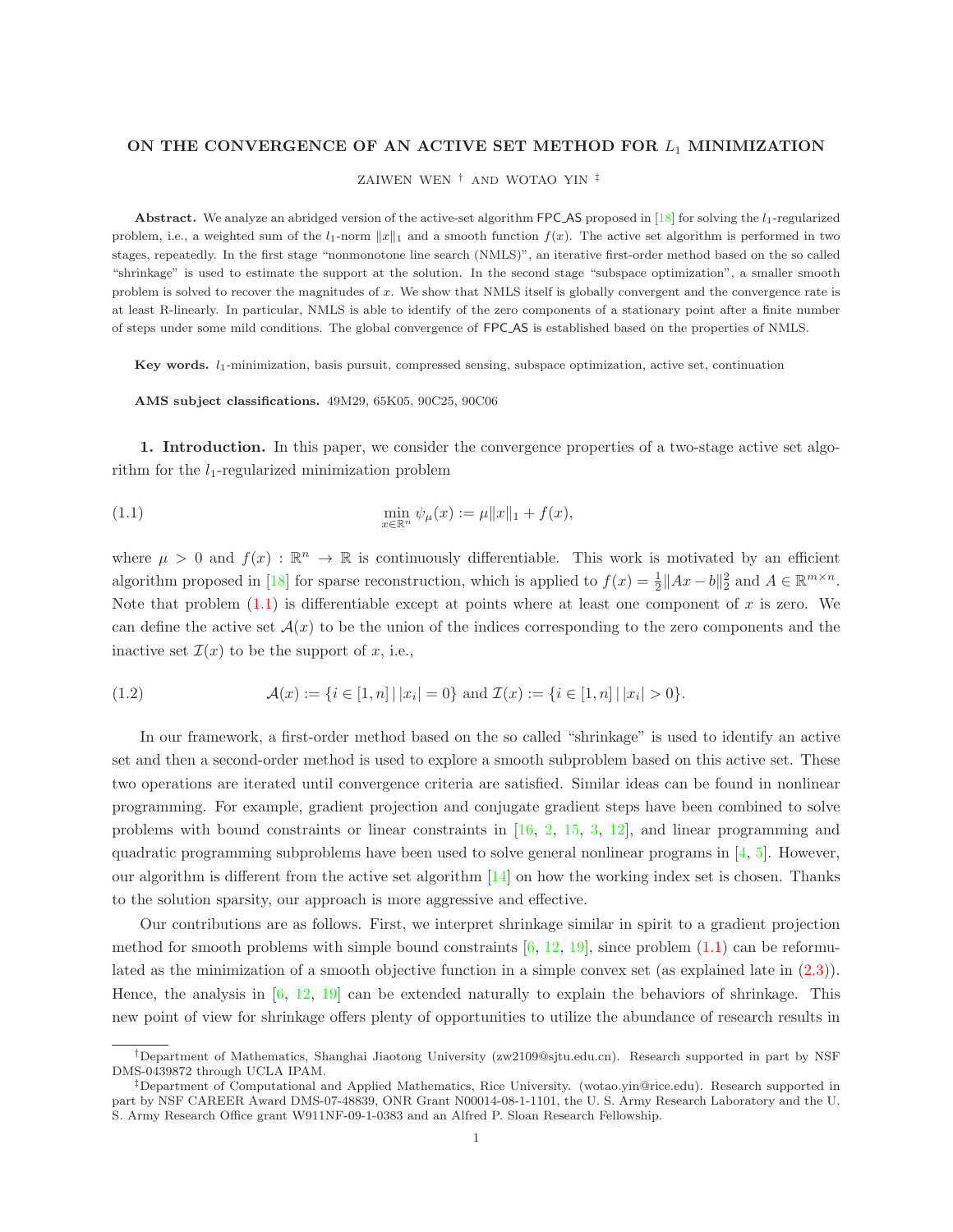# ON THE CONVERGENCE OF AN ACTIVE SET METHOD FOR $L_1$ MINIMIZATION

ZAIWEN WEN † AND WOTAO YIN ‡

**Abstract.** We analyze an abridged version of the active-set algorithm FPC_AS proposed in [18] for solving the $l_1$-regularized problem, i.e., a weighted sum of the $l_1$-norm $\|x\|_1$ and a smooth function $f(x)$. The active set algorithm is performed in two stages, repeatedly. In the first stage "nonmonotone line search (NMLS)", an iterative first-order method based on the so called "shrinkage" is used to estimate the support at the solution. In the second stage "subspace optimization", a smaller smooth problem is solved to recover the magnitudes of $x$. We show that NMLS itself is globally convergent and the convergence rate is at least R-linearly. In particular, NMLS is able to identify of the zero components of a stationary point after a finite number of steps under some mild conditions. The global convergence of FPC_AS is established based on the properties of NMLS.

**Key words.** $l_1$-minimization, basis pursuit, compressed sensing, subspace optimization, active set, continuation

**AMS subject classifications.** 49M29, 65K05, 90C25, 90C06

## 1. Introduction.

In this paper, we consider the convergence properties of a two-stage active set algorithm for the $l_1$-regularized minimization problem

$$\min_{x \in \mathbb{R}^n} \psi_\mu(x) := \mu\|x\|_1 + f(x), \tag{1.1}$$

where $\mu > 0$ and $f(x) : \mathbb{R}^n \to \mathbb{R}$ is continuously differentiable. This work is motivated by an efficient algorithm proposed in [18] for sparse reconstruction, which is applied to $f(x) = \frac{1}{2}\|Ax - b\|_2^2$ and $A \in \mathbb{R}^{m \times n}$. Note that problem (1.1) is differentiable except at points where at least one component of $x$ is zero. We can define the active set $\mathcal{A}(x)$ to be the union of the indices corresponding to the zero components and the inactive set $\mathcal{I}(x)$ to be the support of $x$, i.e.,

$$\mathcal{A}(x) := \{i \in [1, n] \,|\, |x_i| = 0\} \text{ and } \mathcal{I}(x) := \{i \in [1, n] \,|\, |x_i| > 0\}. \tag{1.2}$$

In our framework, a first-order method based on the so called "shrinkage" is used to identify an active set and then a second-order method is used to explore a smooth subproblem based on this active set. These two operations are iterated until convergence criteria are satisfied. Similar ideas can be found in nonlinear programming. For example, gradient projection and conjugate gradient steps have been combined to solve problems with bound constraints or linear constraints in [16, 2, 15, 3, 12], and linear programming and quadratic programming subproblems have been used to solve general nonlinear programs in [4, 5]. However, our algorithm is different from the active set algorithm [14] on how the working index set is chosen. Thanks to the solution sparsity, our approach is more aggressive and effective.

Our contributions are as follows. First, we interpret shrinkage similar in spirit to a gradient projection method for smooth problems with simple bound constraints [6, 12, 19], since problem (1.1) can be reformulated as the minimization of a smooth objective function in a simple convex set (as explained late in (2.3)). Hence, the analysis in [6, 12, 19] can be extended naturally to explain the behaviors of shrinkage. This new point of view for shrinkage offers plenty of opportunities to utilize the abundance of research results in

†Department of Mathematics, Shanghai Jiaotong University (zw2109@sjtu.edu.cn). Research supported in part by NSF DMS-0439872 through UCLA IPAM.

‡Department of Computational and Applied Mathematics, Rice University. (wotao.yin@rice.edu). Research supported in part by NSF CAREER Award DMS-07-48839, ONR Grant N00014-08-1-1101, the U. S. Army Research Laboratory and the U. S. Army Research Office grant W911NF-09-1-0383 and an Alfred P. Sloan Research Fellowship.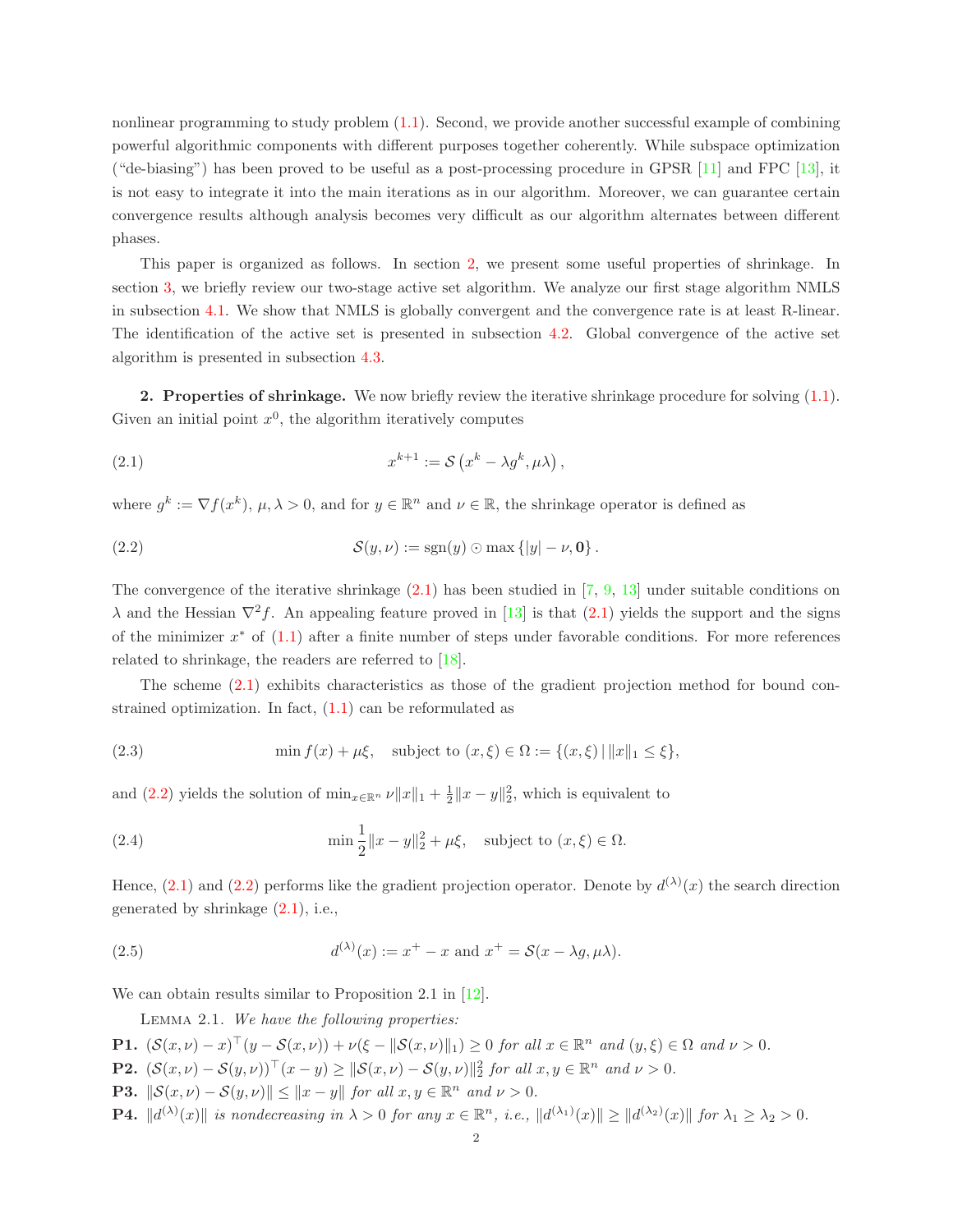nonlinear programming to study problem (1.1). Second, we provide another successful example of combining powerful algorithmic components with different purposes together coherently. While subspace optimization ("de-biasing") has been proved to be useful as a post-processing procedure in GPSR [11] and FPC [13], it is not easy to integrate it into the main iterations as in our algorithm. Moreover, we can guarantee certain convergence results although analysis becomes very difficult as our algorithm alternates between different phases.

This paper is organized as follows. In section 2, we present some useful properties of shrinkage. In section 3, we briefly review our two-stage active set algorithm. We analyze our first stage algorithm NMLS in subsection 4.1. We show that NMLS is globally convergent and the convergence rate is at least R-linear. The identification of the active set is presented in subsection 4.2. Global convergence of the active set algorithm is presented in subsection 4.3.

**2. Properties of shrinkage.** We now briefly review the iterative shrinkage procedure for solving (1.1). Given an initial point $x^0$, the algorithm iteratively computes

$$x^{k+1} := \mathcal{S}\left(x^k - \lambda g^k, \mu\lambda\right), \tag{2.1}$$

where $g^k := \nabla f(x^k)$, $\mu, \lambda > 0$, and for $y \in \mathbb{R}^n$ and $\nu \in \mathbb{R}$, the shrinkage operator is defined as

$$\mathcal{S}(y, \nu) := \operatorname{sgn}(y) \odot \max\left\{|y| - \nu, \mathbf{0}\right\}. \tag{2.2}$$

The convergence of the iterative shrinkage (2.1) has been studied in [7, 9, 13] under suitable conditions on $\lambda$ and the Hessian $\nabla^2 f$. An appealing feature proved in [13] is that (2.1) yields the support and the signs of the minimizer $x^*$ of (1.1) after a finite number of steps under favorable conditions. For more references related to shrinkage, the readers are referred to [18].

The scheme (2.1) exhibits characteristics as those of the gradient projection method for bound constrained optimization. In fact, (1.1) can be reformulated as

$$\min f(x) + \mu\xi, \quad \text{subject to } (x, \xi) \in \Omega := \{(x, \xi) \,|\, \|x\|_1 \leq \xi\}, \tag{2.3}$$

and (2.2) yields the solution of $\min_{x\in\mathbb{R}^n} \nu\|x\|_1 + \frac{1}{2}\|x - y\|_2^2$, which is equivalent to

$$\min \frac{1}{2}\|x - y\|_2^2 + \mu\xi, \quad \text{subject to } (x, \xi) \in \Omega. \tag{2.4}$$

Hence, (2.1) and (2.2) performs like the gradient projection operator. Denote by $d^{(\lambda)}(x)$ the search direction generated by shrinkage (2.1), i.e.,

$$d^{(\lambda)}(x) := x^+ - x \text{ and } x^+ = \mathcal{S}(x - \lambda g, \mu\lambda). \tag{2.5}$$

We can obtain results similar to Proposition 2.1 in [12].

Lemma 2.1. *We have the following properties:*

**P1.** $(\mathcal{S}(x, \nu) - x)^\top(y - \mathcal{S}(x, \nu)) + \nu(\xi - \|\mathcal{S}(x, \nu)\|_1) \geq 0$ *for all* $x \in \mathbb{R}^n$ *and* $(y, \xi) \in \Omega$ *and* $\nu > 0$.

**P2.** $(\mathcal{S}(x, \nu) - \mathcal{S}(y, \nu))^\top(x - y) \geq \|\mathcal{S}(x, \nu) - \mathcal{S}(y, \nu)\|_2^2$ *for all* $x, y \in \mathbb{R}^n$ *and* $\nu > 0$.

**P3.** $\|\mathcal{S}(x, \nu) - \mathcal{S}(y, \nu)\| \leq \|x - y\|$ *for all* $x, y \in \mathbb{R}^n$ *and* $\nu > 0$.

**P4.** $\|d^{(\lambda)}(x)\|$ *is nondecreasing in* $\lambda > 0$ *for any* $x \in \mathbb{R}^n$, *i.e.,* $\|d^{(\lambda_1)}(x)\| \geq \|d^{(\lambda_2)}(x)\|$ *for* $\lambda_1 \geq \lambda_2 > 0$.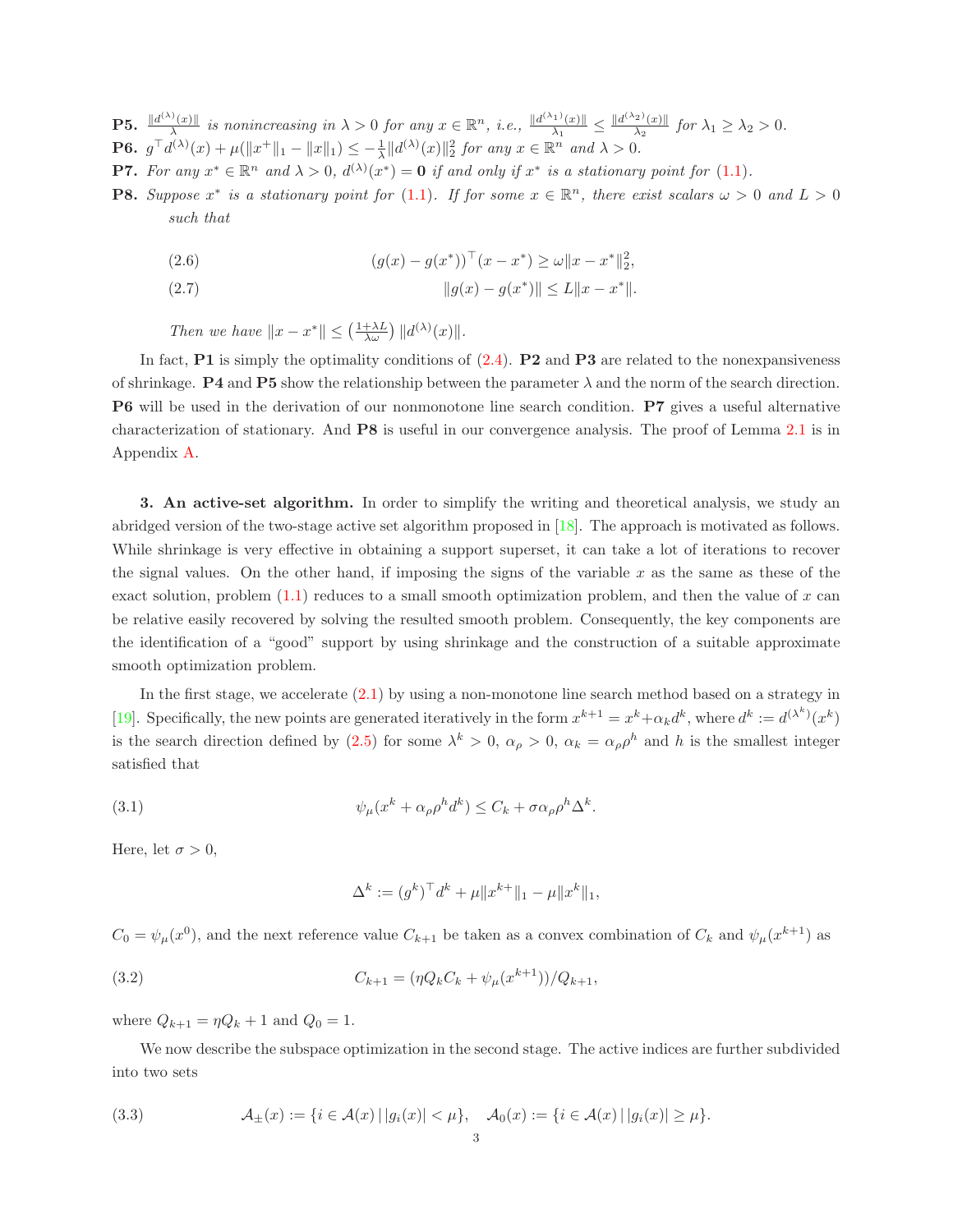**P5.** $\frac{\|d^{(\lambda)}(x)\|}{\lambda}$ *is nonincreasing in* $\lambda > 0$ *for any* $x \in \mathbb{R}^n$*, i.e.,* $\frac{\|d^{(\lambda_1)}(x)\|}{\lambda_1} \leq \frac{\|d^{(\lambda_2)}(x)\|}{\lambda_2}$ *for* $\lambda_1 \geq \lambda_2 > 0$.

**P6.** $g^\top d^{(\lambda)}(x) + \mu(\|x^+\|_1 - \|x\|_1) \leq -\frac{1}{\lambda}\|d^{(\lambda)}(x)\|_2^2$ *for any* $x \in \mathbb{R}^n$ *and* $\lambda > 0$.

**P7.** *For any* $x^* \in \mathbb{R}^n$ *and* $\lambda > 0$, $d^{(\lambda)}(x^*) = \mathbf{0}$ *if and only if* $x^*$ *is a stationary point for* (1.1).

**P8.** *Suppose* $x^*$ *is a stationary point for* (1.1)*. If for some* $x \in \mathbb{R}^n$*, there exist scalars* $\omega > 0$ *and* $L > 0$ *such that*

$$(g(x) - g(x^*))^\top (x - x^*) \geq \omega \|x - x^*\|_2^2, \tag{2.6}$$

$$\|g(x) - g(x^*)\| \leq L\|x - x^*\|. \tag{2.7}$$

*Then we have* $\|x - x^*\| \leq \left(\frac{1+\lambda L}{\lambda \omega}\right) \|d^{(\lambda)}(x)\|$.

In fact, **P1** is simply the optimality conditions of (2.4). **P2** and **P3** are related to the nonexpansiveness of shrinkage. **P4** and **P5** show the relationship between the parameter $\lambda$ and the norm of the search direction. **P6** will be used in the derivation of our nonmonotone line search condition. **P7** gives a useful alternative characterization of stationary. And **P8** is useful in our convergence analysis. The proof of Lemma 2.1 is in Appendix A.

## 3. An active-set algorithm.

In order to simplify the writing and theoretical analysis, we study an abridged version of the two-stage active set algorithm proposed in [18]. The approach is motivated as follows. While shrinkage is very effective in obtaining a support superset, it can take a lot of iterations to recover the signal values. On the other hand, if imposing the signs of the variable $x$ as the same as these of the exact solution, problem (1.1) reduces to a small smooth optimization problem, and then the value of $x$ can be relative easily recovered by solving the resulted smooth problem. Consequently, the key components are the identification of a "good" support by using shrinkage and the construction of a suitable approximate smooth optimization problem.

In the first stage, we accelerate (2.1) by using a non-monotone line search method based on a strategy in [19]. Specifically, the new points are generated iteratively in the form $x^{k+1} = x^k + \alpha_k d^k$, where $d^k := d^{(\lambda^k)}(x^k)$ is the search direction defined by (2.5) for some $\lambda^k > 0$, $\alpha_\rho > 0$, $\alpha_k = \alpha_\rho \rho^h$ and $h$ is the smallest integer satisfied that

$$\psi_\mu(x^k + \alpha_\rho \rho^h d^k) \leq C_k + \sigma \alpha_\rho \rho^h \Delta^k. \tag{3.1}$$

Here, let $\sigma > 0$,

$$\Delta^k := (g^k)^\top d^k + \mu\|x^{k+}\|_1 - \mu\|x^k\|_1,$$

$C_0 = \psi_\mu(x^0)$, and the next reference value $C_{k+1}$ be taken as a convex combination of $C_k$ and $\psi_\mu(x^{k+1})$ as

$$C_{k+1} = (\eta Q_k C_k + \psi_\mu(x^{k+1}))/Q_{k+1}, \tag{3.2}$$

where $Q_{k+1} = \eta Q_k + 1$ and $Q_0 = 1$.

We now describe the subspace optimization in the second stage. The active indices are further subdivided into two sets

$$\mathcal{A}_\pm(x) := \{i \in \mathcal{A}(x) \,|\, |g_i(x)| < \mu\}, \quad \mathcal{A}_0(x) := \{i \in \mathcal{A}(x) \,|\, |g_i(x)| \geq \mu\}. \tag{3.3}$$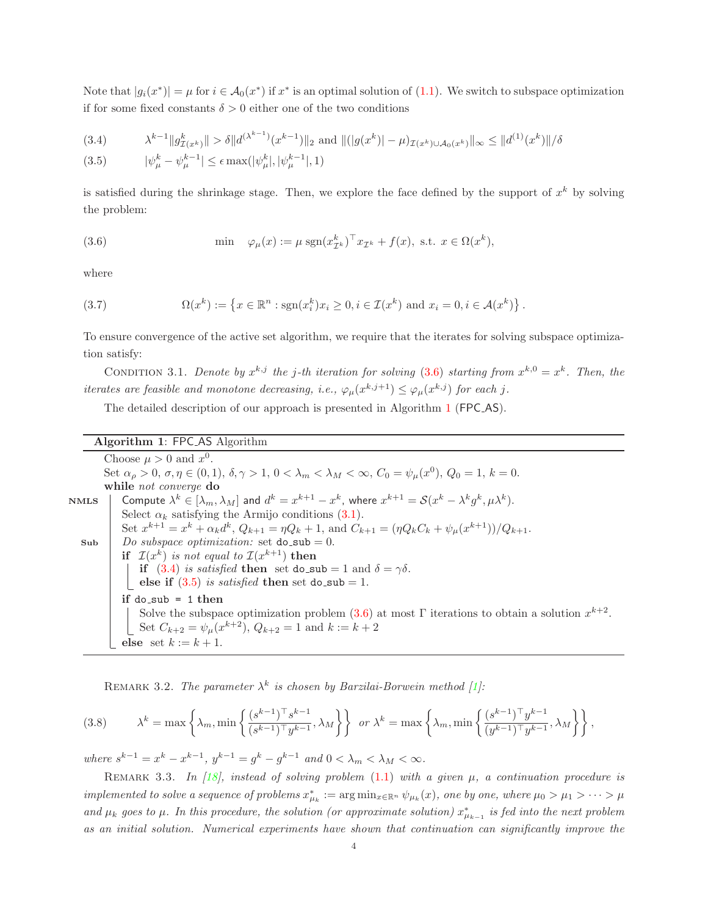Note that $|g_i(x^*)| = \mu$ for $i \in \mathcal{A}_0(x^*)$ if $x^*$ is an optimal solution of (1.1). We switch to subspace optimization if for some fixed constants $\delta > 0$ either one of the two conditions

$$\lambda^{k-1}\|g^k_{\mathcal{I}(x^k)}\| > \delta\|d^{(\lambda^{k-1})}(x^{k-1})\|_2 \text{ and } \|(|g(x^k)| - \mu)_{\mathcal{I}(x^k)\cup\mathcal{A}_0(x^k)}\|_\infty \leq \|d^{(1)}(x^k)\|/\delta \tag{3.4}$$

$$|\psi^k_\mu - \psi^{k-1}_\mu| \leq \epsilon \max(|\psi^k_\mu|, |\psi^{k-1}_\mu|, 1) \tag{3.5}$$

is satisfied during the shrinkage stage. Then, we explore the face defined by the support of $x^k$ by solving the problem:

$$\min \quad \varphi_\mu(x) := \mu \operatorname{sgn}(x^k_{\mathcal{I}^k})^\top x_{\mathcal{I}^k} + f(x), \text{ s.t. } x \in \Omega(x^k), \tag{3.6}$$

where

$$\Omega(x^k) := \left\{x \in \mathbb{R}^n : \operatorname{sgn}(x^k_i)x_i \geq 0, i \in \mathcal{I}(x^k) \text{ and } x_i = 0, i \in \mathcal{A}(x^k)\right\}. \tag{3.7}$$

To ensure convergence of the active set algorithm, we require that the iterates for solving subspace optimization satisfy:

Condition 3.1. *Denote by $x^{k,j}$ the $j$-th iteration for solving (3.6) starting from $x^{k,0} = x^k$. Then, the iterates are feasible and monotone decreasing, i.e., $\varphi_\mu(x^{k,j+1}) \leq \varphi_\mu(x^{k,j})$ for each $j$.*

The detailed description of our approach is presented in Algorithm 1 (FPC_AS).

**Algorithm 1**: FPC_AS Algorithm

```
      Choose μ > 0 and x^0.
      Set α_ρ > 0, σ, η ∈ (0,1), δ, γ > 1, 0 < λ_m < λ_M < ∞, C_0 = ψ_μ(x^0), Q_0 = 1, k = 0.
      while not converge do
NMLS      Compute λ^k ∈ [λ_m, λ_M] and d^k = x^{k+1} − x^k, where x^{k+1} = S(x^k − λ^k g^k, μλ^k).
          Select α_k satisfying the Armijo conditions (3.1).
          Set x^{k+1} = x^k + α_k d^k, Q_{k+1} = ηQ_k + 1, and C_{k+1} = (ηQ_k C_k + ψ_μ(x^{k+1}))/Q_{k+1}.
Sub       Do subspace optimization: set do_sub = 0.
          if I(x^k) is not equal to I(x^{k+1}) then
              if (3.4) is satisfied then set do_sub = 1 and δ = γδ.
              else if (3.5) is satisfied then set do_sub = 1.
          if do_sub = 1 then
              Solve the subspace optimization problem (3.6) at most Γ iterations to obtain a solution x^{k+2}.
              Set C_{k+2} = ψ_μ(x^{k+2}), Q_{k+2} = 1 and k := k + 2
          else set k := k + 1.
```

Remark 3.2. *The parameter $\lambda^k$ is chosen by Barzilai-Borwein method [1]:*

$$\lambda^k = \max\left\{\lambda_m, \min\left\{\frac{(s^{k-1})^\top s^{k-1}}{(s^{k-1})^\top y^{k-1}}, \lambda_M\right\}\right\} \text{ or } \lambda^k = \max\left\{\lambda_m, \min\left\{\frac{(s^{k-1})^\top y^{k-1}}{(y^{k-1})^\top y^{k-1}}, \lambda_M\right\}\right\}, \tag{3.8}$$

*where $s^{k-1} = x^k - x^{k-1}$, $y^{k-1} = g^k - g^{k-1}$ and $0 < \lambda_m < \lambda_M < \infty$.*

Remark 3.3. *In [18], instead of solving problem (1.1) with a given $\mu$, a continuation procedure is implemented to solve a sequence of problems $x^*_{\mu_k} := \arg\min_{x\in\mathbb{R}^n} \psi_{\mu_k}(x)$, one by one, where $\mu_0 > \mu_1 > \cdots > \mu$ and $\mu_k$ goes to $\mu$. In this procedure, the solution (or approximate solution) $x^*_{\mu_{k-1}}$ is fed into the next problem as an initial solution. Numerical experiments have shown that continuation can significantly improve the*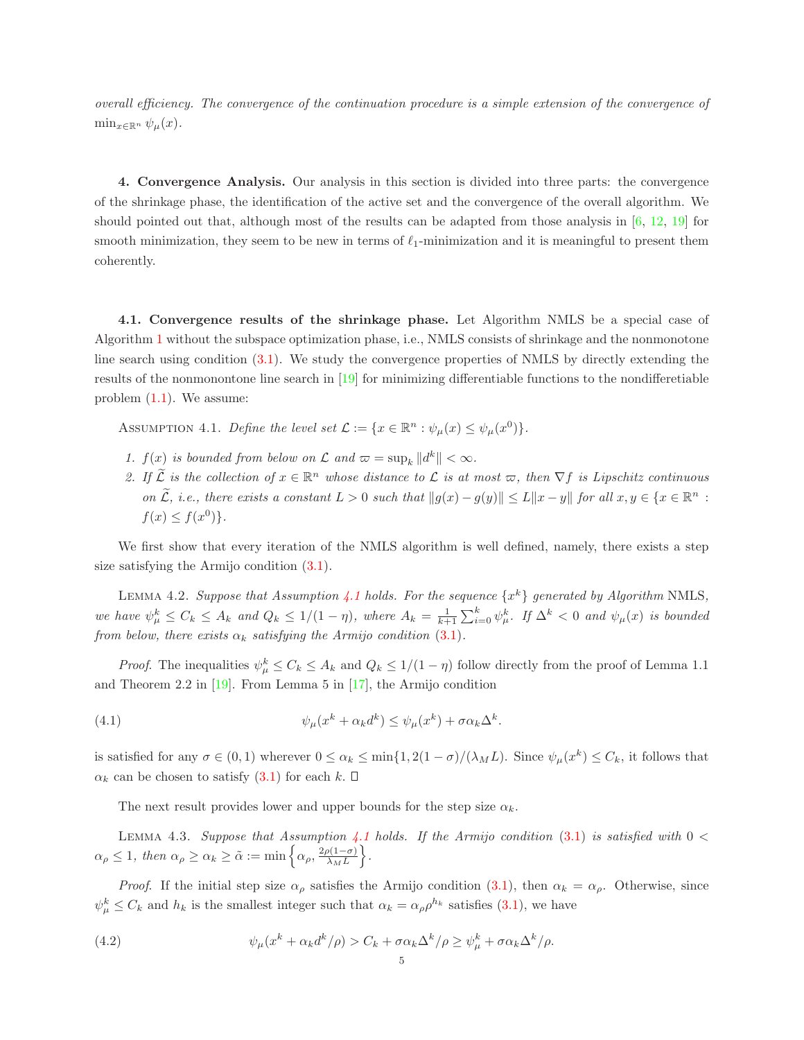*overall efficiency. The convergence of the continuation procedure is a simple extension of the convergence of* $\min_{x\in\mathbb{R}^n} \psi_\mu(x)$.

## 4. Convergence Analysis.

Our analysis in this section is divided into three parts: the convergence of the shrinkage phase, the identification of the active set and the convergence of the overall algorithm. We should pointed out that, although most of the results can be adapted from those analysis in [6, 12, 19] for smooth minimization, they seem to be new in terms of $\ell_1$-minimization and it is meaningful to present them coherently.

### 4.1. Convergence results of the shrinkage phase.

Let Algorithm NMLS be a special case of Algorithm 1 without the subspace optimization phase, i.e., NMLS consists of shrinkage and the nonmonotone line search using condition (3.1). We study the convergence properties of NMLS by directly extending the results of the nonmonontone line search in [19] for minimizing differentiable functions to the nondifferetiable problem (1.1). We assume:

Assumption 4.1. *Define the level set* $\mathcal{L} := \{x \in \mathbb{R}^n : \psi_\mu(x) \le \psi_\mu(x^0)\}$.

1. $f(x)$ *is bounded from below on* $\mathcal{L}$ *and* $\varpi = \sup_k \|d^k\| < \infty$.
2. *If* $\widetilde{\mathcal{L}}$ *is the collection of* $x \in \mathbb{R}^n$ *whose distance to* $\mathcal{L}$ *is at most* $\varpi$*, then* $\nabla f$ *is Lipschitz continuous on* $\widetilde{\mathcal{L}}$*, i.e., there exists a constant* $L > 0$ *such that* $\|g(x) - g(y)\| \le L\|x - y\|$ *for all* $x, y \in \{x \in \mathbb{R}^n : f(x) \le f(x^0)\}$.

We first show that every iteration of the NMLS algorithm is well defined, namely, there exists a step size satisfying the Armijo condition (3.1).

Lemma 4.2. *Suppose that Assumption 4.1 holds. For the sequence* $\{x^k\}$ *generated by Algorithm* NMLS*, we have* $\psi_\mu^k \le C_k \le A_k$ *and* $Q_k \le 1/(1-\eta)$*, where* $A_k = \frac{1}{k+1}\sum_{i=0}^k \psi_\mu^i$*. If* $\Delta^k < 0$ *and* $\psi_\mu(x)$ *is bounded from below, there exists* $\alpha_k$ *satisfying the Armijo condition* (3.1).

*Proof.* The inequalities $\psi_\mu^k \le C_k \le A_k$ and $Q_k \le 1/(1-\eta)$ follow directly from the proof of Lemma 1.1 and Theorem 2.2 in [19]. From Lemma 5 in [17], the Armijo condition

$$\psi_\mu(x^k + \alpha_k d^k) \le \psi_\mu(x^k) + \sigma\alpha_k\Delta^k. \tag{4.1}$$

is satisfied for any $\sigma \in (0,1)$ wherever $0 \le \alpha_k \le \min\{1, 2(1-\sigma)/(\lambda_M L)$. Since $\psi_\mu(x^k) \le C_k$, it follows that $\alpha_k$ can be chosen to satisfy (3.1) for each $k$. ∎

The next result provides lower and upper bounds for the step size $\alpha_k$.

Lemma 4.3. *Suppose that Assumption 4.1 holds. If the Armijo condition* (3.1) *is satisfied with* $0 < \alpha_\rho \le 1$*, then* $\alpha_\rho \ge \alpha_k \ge \tilde{\alpha} := \min\left\{\alpha_\rho, \frac{2\rho(1-\sigma)}{\lambda_M L}\right\}$.

*Proof.* If the initial step size $\alpha_\rho$ satisfies the Armijo condition (3.1), then $\alpha_k = \alpha_\rho$. Otherwise, since $\psi_\mu^k \le C_k$ and $h_k$ is the smallest integer such that $\alpha_k = \alpha_\rho \rho^{h_k}$ satisfies (3.1), we have

$$\psi_\mu(x^k + \alpha_k d^k/\rho) > C_k + \sigma\alpha_k\Delta^k/\rho \ge \psi_\mu^k + \sigma\alpha_k\Delta^k/\rho. \tag{4.2}$$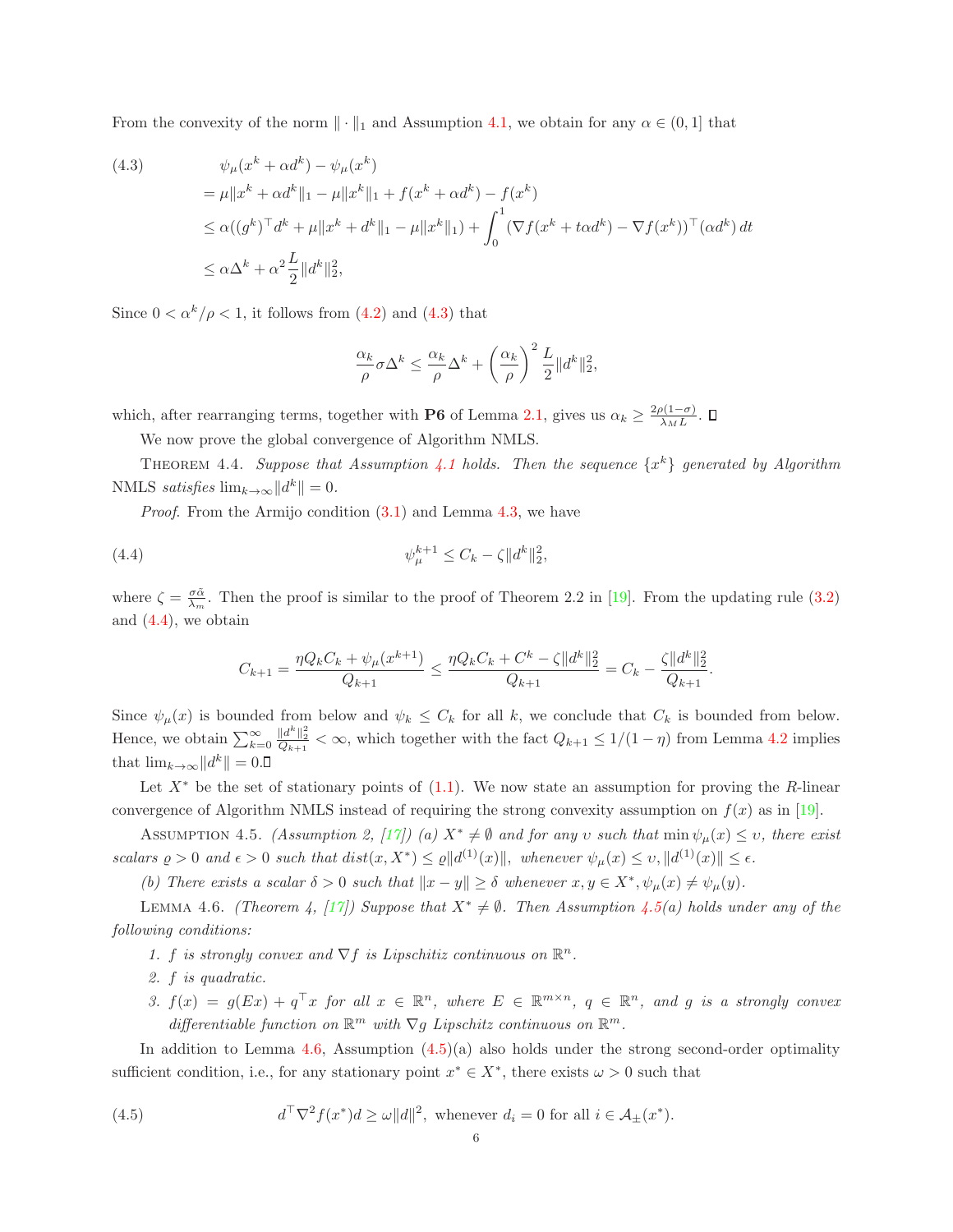From the convexity of the norm $\|\cdot\|_1$ and Assumption 4.1, we obtain for any $\alpha \in (0,1]$ that

$$
\begin{aligned}
(4.3) \qquad & \psi_\mu(x^k + \alpha d^k) - \psi_\mu(x^k) \\
&= \mu\|x^k + \alpha d^k\|_1 - \mu\|x^k\|_1 + f(x^k + \alpha d^k) - f(x^k) \\
&\le \alpha((g^k)^\top d^k + \mu\|x^k + d^k\|_1 - \mu\|x^k\|_1) + \int_0^1 (\nabla f(x^k + t\alpha d^k) - \nabla f(x^k))^\top (\alpha d^k)\, dt \\
&\le \alpha \Delta^k + \alpha^2 \frac{L}{2}\|d^k\|_2^2,
\end{aligned}
$$

Since $0 < \alpha^k/\rho < 1$, it follows from (4.2) and (4.3) that

$$
\frac{\alpha_k}{\rho}\sigma\Delta^k \le \frac{\alpha_k}{\rho}\Delta^k + \left(\frac{\alpha_k}{\rho}\right)^2 \frac{L}{2}\|d^k\|_2^2,
$$

which, after rearranging terms, together with **P6** of Lemma 2.1, gives us $\alpha_k \ge \frac{2\rho(1-\sigma)}{\lambda_M L}$. ∎

We now prove the global convergence of Algorithm NMLS.

THEOREM 4.4. *Suppose that Assumption 4.1 holds. Then the sequence $\{x^k\}$ generated by Algorithm* NMLS *satisfies $\lim_{k\to\infty}\|d^k\| = 0$.*

*Proof.* From the Armijo condition (3.1) and Lemma 4.3, we have

$$
\psi_\mu^{k+1} \le C_k - \zeta\|d^k\|_2^2, \tag{4.4}
$$

where $\zeta = \frac{\sigma\tilde{\alpha}}{\lambda_m}$. Then the proof is similar to the proof of Theorem 2.2 in [19]. From the updating rule (3.2) and (4.4), we obtain

$$
C_{k+1} = \frac{\eta Q_k C_k + \psi_\mu(x^{k+1})}{Q_{k+1}} \le \frac{\eta Q_k C_k + C^k - \zeta\|d^k\|_2^2}{Q_{k+1}} = C_k - \frac{\zeta\|d^k\|_2^2}{Q_{k+1}}.
$$

Since $\psi_\mu(x)$ is bounded from below and $\psi_k \le C_k$ for all $k$, we conclude that $C_k$ is bounded from below. Hence, we obtain $\sum_{k=0}^\infty \frac{\|d^k\|_2^2}{Q_{k+1}} < \infty$, which together with the fact $Q_{k+1} \le 1/(1-\eta)$ from Lemma 4.2 implies that $\lim_{k\to\infty}\|d^k\| = 0$. ∎

Let $X^*$ be the set of stationary points of (1.1). We now state an assumption for proving the $R$-linear convergence of Algorithm NMLS instead of requiring the strong convexity assumption on $f(x)$ as in [19].

ASSUMPTION 4.5. *(Assumption 2, [17]) (a) $X^* \neq \emptyset$ and for any $\upsilon$ such that $\min \psi_\mu(x) \le \upsilon$, there exist scalars $\varrho > 0$ and $\epsilon > 0$ such that $dist(x, X^*) \le \varrho\|d^{(1)}(x)\|$, whenever $\psi_\mu(x) \le \upsilon, \|d^{(1)}(x)\| \le \epsilon$.*

*(b) There exists a scalar $\delta > 0$ such that $\|x - y\| \ge \delta$ whenever $x, y \in X^*, \psi_\mu(x) \neq \psi_\mu(y)$.*

LEMMA 4.6. *(Theorem 4, [17]) Suppose that $X^* \neq \emptyset$. Then Assumption 4.5(a) holds under any of the following conditions:*

1. *$f$ is strongly convex and $\nabla f$ is Lipschitz continuous on $\mathbb{R}^n$.*
2. *$f$ is quadratic.*
3. *$f(x) = g(Ex) + q^\top x$ for all $x \in \mathbb{R}^n$, where $E \in \mathbb{R}^{m\times n}$, $q \in \mathbb{R}^n$, and $g$ is a strongly convex differentiable function on $\mathbb{R}^m$ with $\nabla g$ Lipschitz continuous on $\mathbb{R}^m$.*

In addition to Lemma 4.6, Assumption (4.5)(a) also holds under the strong second-order optimality sufficient condition, i.e., for any stationary point $x^* \in X^*$, there exists $\omega > 0$ such that

$$
d^\top \nabla^2 f(x^*) d \ge \omega\|d\|^2, \text{ whenever } d_i = 0 \text{ for all } i \in \mathcal{A}_\pm(x^*). \tag{4.5}
$$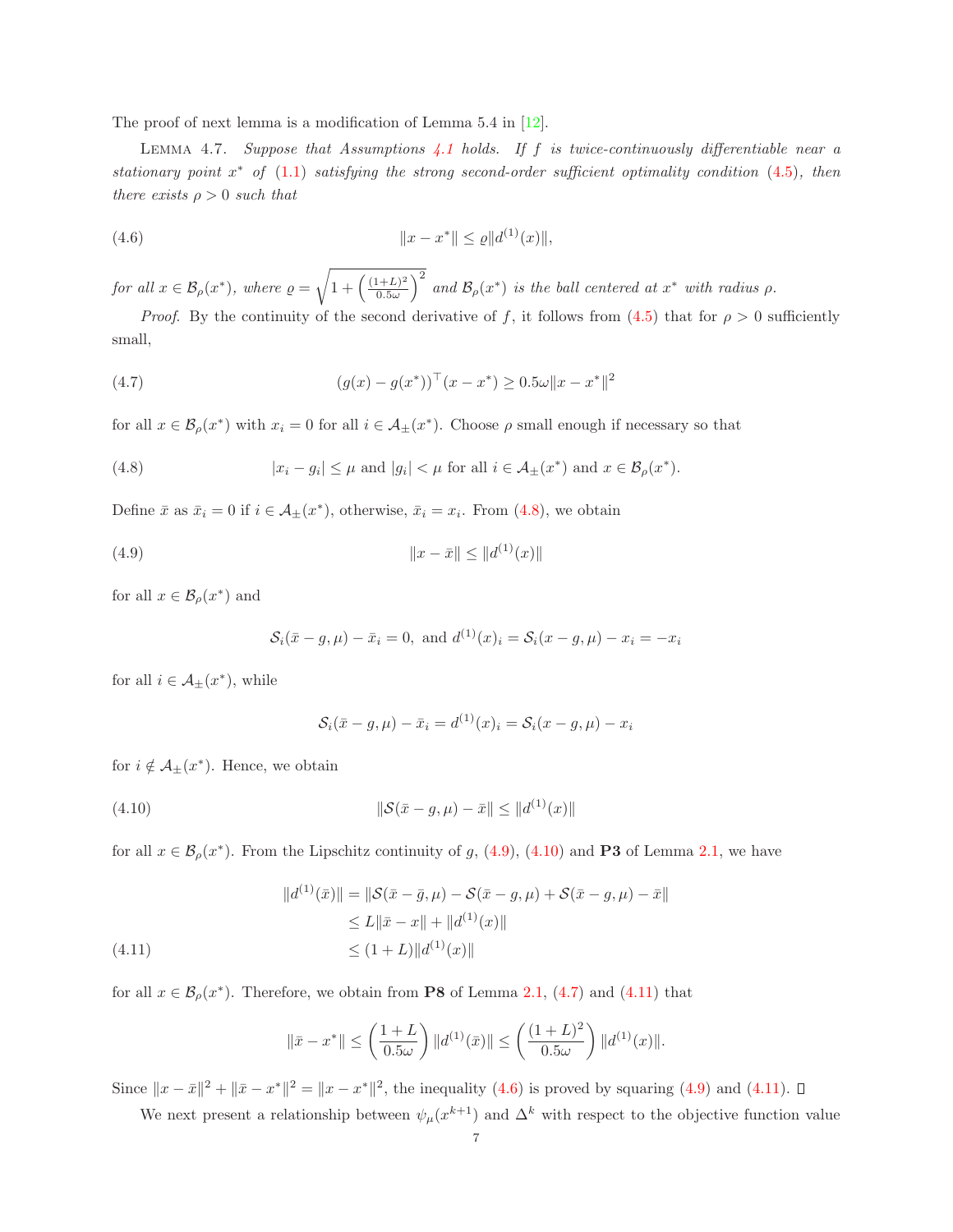The proof of next lemma is a modification of Lemma 5.4 in [12].

Lemma 4.7. *Suppose that Assumptions 4.1 holds. If $f$ is twice-continuously differentiable near a stationary point $x^*$ of (1.1) satisfying the strong second-order sufficient optimality condition (4.5), then there exists $\rho > 0$ such that*

$$\|x - x^*\| \leq \varrho \|d^{(1)}(x)\|, \tag{4.6}$$

*for all $x \in \mathcal{B}_\rho(x^*)$, where $\varrho = \sqrt{1 + \left(\frac{(1+L)^2}{0.5\omega}\right)^2}$ and $\mathcal{B}_\rho(x^*)$ is the ball centered at $x^*$ with radius $\rho$.*

*Proof.* By the continuity of the second derivative of $f$, it follows from (4.5) that for $\rho > 0$ sufficiently small,

$$(g(x) - g(x^*))^\top (x - x^*) \geq 0.5\omega \|x - x^*\|^2 \tag{4.7}$$

for all $x \in \mathcal{B}_\rho(x^*)$ with $x_i = 0$ for all $i \in \mathcal{A}_\pm(x^*)$. Choose $\rho$ small enough if necessary so that

$$|x_i - g_i| \leq \mu \text{ and } |g_i| < \mu \text{ for all } i \in \mathcal{A}_\pm(x^*) \text{ and } x \in \mathcal{B}_\rho(x^*). \tag{4.8}$$

Define $\bar{x}$ as $\bar{x}_i = 0$ if $i \in \mathcal{A}_\pm(x^*)$, otherwise, $\bar{x}_i = x_i$. From (4.8), we obtain

$$\|x - \bar{x}\| \leq \|d^{(1)}(x)\| \tag{4.9}$$

for all $x \in \mathcal{B}_\rho(x^*)$ and

$$\mathcal{S}_i(\bar{x} - g, \mu) - \bar{x}_i = 0, \text{ and } d^{(1)}(x)_i = \mathcal{S}_i(x - g, \mu) - x_i = -x_i$$

for all $i \in \mathcal{A}_\pm(x^*)$, while

$$\mathcal{S}_i(\bar{x} - g, \mu) - \bar{x}_i = d^{(1)}(x)_i = \mathcal{S}_i(x - g, \mu) - x_i$$

for $i \notin \mathcal{A}_\pm(x^*)$. Hence, we obtain

$$\|\mathcal{S}(\bar{x} - g, \mu) - \bar{x}\| \leq \|d^{(1)}(x)\| \tag{4.10}$$

for all $x \in \mathcal{B}_\rho(x^*)$. From the Lipschitz continuity of $g$, (4.9), (4.10) and **P3** of Lemma 2.1, we have

$$\begin{aligned}
\|d^{(1)}(\bar{x})\| &= \|\mathcal{S}(\bar{x} - \bar{g}, \mu) - \mathcal{S}(\bar{x} - g, \mu) + \mathcal{S}(\bar{x} - g, \mu) - \bar{x}\| \\
&\leq L\|\bar{x} - x\| + \|d^{(1)}(x)\| \\
&\leq (1 + L)\|d^{(1)}(x)\|
\end{aligned} \tag{4.11}$$

for all $x \in \mathcal{B}_\rho(x^*)$. Therefore, we obtain from **P8** of Lemma 2.1, (4.7) and (4.11) that

$$\|\bar{x} - x^*\| \leq \left(\frac{1+L}{0.5\omega}\right) \|d^{(1)}(\bar{x})\| \leq \left(\frac{(1+L)^2}{0.5\omega}\right) \|d^{(1)}(x)\|.$$

Since $\|x - \bar{x}\|^2 + \|\bar{x} - x^*\|^2 = \|x - x^*\|^2$, the inequality (4.6) is proved by squaring (4.9) and (4.11). ∎

We next present a relationship between $\psi_\mu(x^{k+1})$ and $\Delta^k$ with respect to the objective function value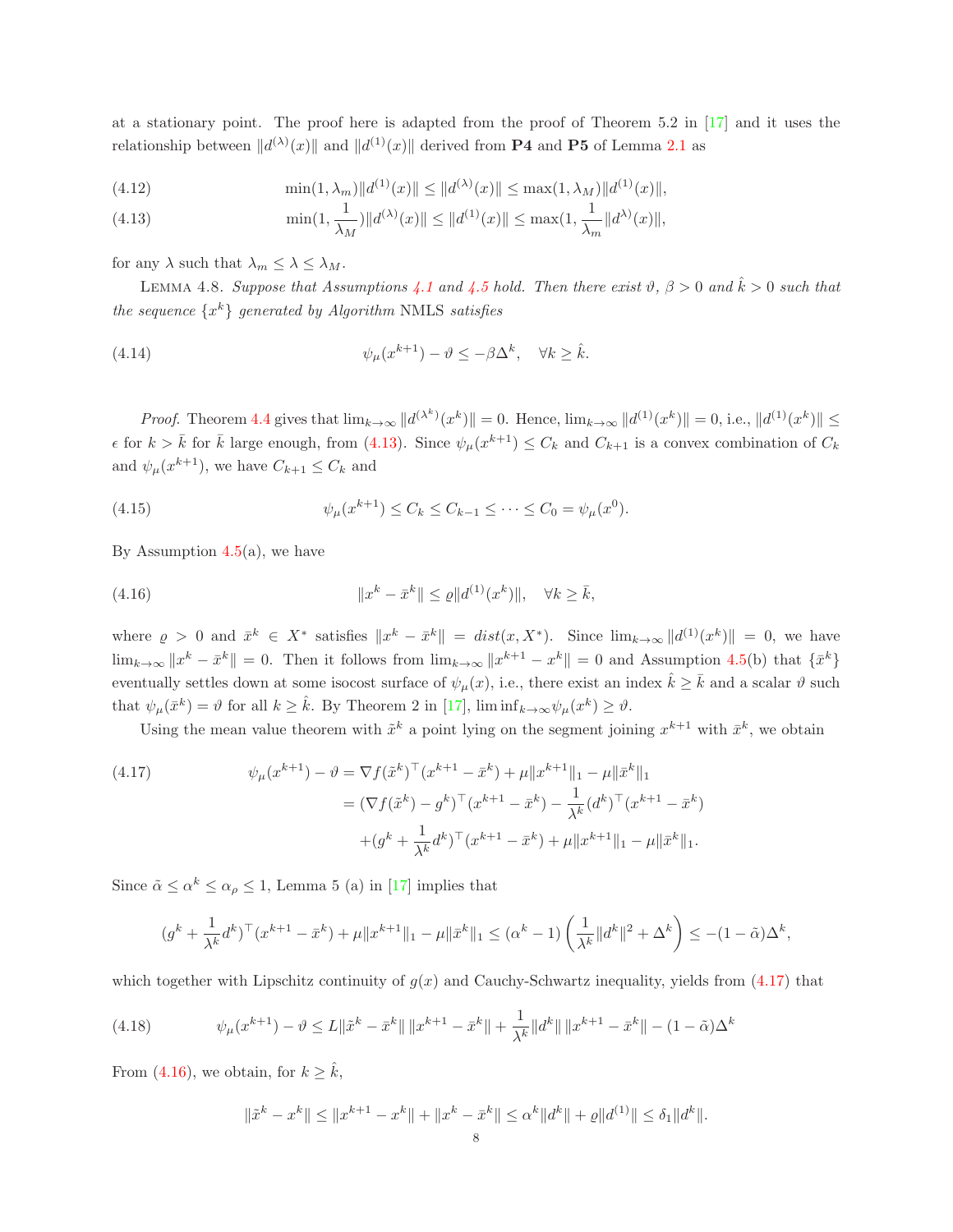at a stationary point. The proof here is adapted from the proof of Theorem 5.2 in [17] and it uses the relationship between $\|d^{(\lambda)}(x)\|$ and $\|d^{(1)}(x)\|$ derived from **P4** and **P5** of Lemma 2.1 as

$$\min(1, \lambda_m)\|d^{(1)}(x)\| \le \|d^{(\lambda)}(x)\| \le \max(1, \lambda_M)\|d^{(1)}(x)\|, \tag{4.12}$$

$$\min(1, \frac{1}{\lambda_M})\|d^{(\lambda)}(x)\| \le \|d^{(1)}(x)\| \le \max(1, \frac{1}{\lambda_m}\|d^{\lambda)}(x)\|, \tag{4.13}$$

for any $\lambda$ such that $\lambda_m \le \lambda \le \lambda_M$.

Lemma 4.8. *Suppose that Assumptions 4.1 and 4.5 hold. Then there exist $\vartheta$, $\beta > 0$ and $\hat{k} > 0$ such that the sequence $\{x^k\}$ generated by Algorithm* NMLS *satisfies*

$$\psi_\mu(x^{k+1}) - \vartheta \le -\beta\Delta^k, \quad \forall k \ge \hat{k}. \tag{4.14}$$

*Proof.* Theorem 4.4 gives that $\lim_{k\to\infty}\|d^{(\lambda^k)}(x^k)\| = 0$. Hence, $\lim_{k\to\infty}\|d^{(1)}(x^k)\| = 0$, i.e., $\|d^{(1)}(x^k)\| \le \epsilon$ for $k > \bar{k}$ for $\bar{k}$ large enough, from (4.13). Since $\psi_\mu(x^{k+1}) \le C_k$ and $C_{k+1}$ is a convex combination of $C_k$ and $\psi_\mu(x^{k+1})$, we have $C_{k+1} \le C_k$ and

$$\psi_\mu(x^{k+1}) \le C_k \le C_{k-1} \le \cdots \le C_0 = \psi_\mu(x^0). \tag{4.15}$$

By Assumption 4.5(a), we have

$$\|x^k - \bar{x}^k\| \le \varrho\|d^{(1)}(x^k)\|, \quad \forall k \ge \bar{k}, \tag{4.16}$$

where $\varrho > 0$ and $\bar{x}^k \in X^*$ satisfies $\|x^k - \bar{x}^k\| = dist(x, X^*)$. Since $\lim_{k\to\infty}\|d^{(1)}(x^k)\| = 0$, we have $\lim_{k\to\infty}\|x^k - \bar{x}^k\| = 0$. Then it follows from $\lim_{k\to\infty}\|x^{k+1} - x^k\| = 0$ and Assumption 4.5(b) that $\{\bar{x}^k\}$ eventually settles down at some isocost surface of $\psi_\mu(x)$, i.e., there exist an index $\hat{k} \ge \bar{k}$ and a scalar $\vartheta$ such that $\psi_\mu(\bar{x}^k) = \vartheta$ for all $k \ge \hat{k}$. By Theorem 2 in [17], $\liminf_{k\to\infty}\psi_\mu(x^k) \ge \vartheta$.

Using the mean value theorem with $\tilde{x}^k$ a point lying on the segment joining $x^{k+1}$ with $\bar{x}^k$, we obtain

$$\begin{aligned}
\psi_\mu(x^{k+1}) - \vartheta &= \nabla f(\tilde{x}^k)^\top (x^{k+1} - \bar{x}^k) + \mu\|x^{k+1}\|_1 - \mu\|\bar{x}^k\|_1 \\
&= (\nabla f(\tilde{x}^k) - g^k)^\top (x^{k+1} - \bar{x}^k) - \frac{1}{\lambda^k}(d^k)^\top (x^{k+1} - \bar{x}^k) \\
&\quad + (g^k + \frac{1}{\lambda^k}d^k)^\top (x^{k+1} - \bar{x}^k) + \mu\|x^{k+1}\|_1 - \mu\|\bar{x}^k\|_1.
\end{aligned} \tag{4.17}$$

Since $\tilde{\alpha} \le \alpha^k \le \alpha_\rho \le 1$, Lemma 5 (a) in [17] implies that

$$(g^k + \frac{1}{\lambda^k}d^k)^\top (x^{k+1} - \bar{x}^k) + \mu\|x^{k+1}\|_1 - \mu\|\bar{x}^k\|_1 \le (\alpha^k - 1)\left(\frac{1}{\lambda^k}\|d^k\|^2 + \Delta^k\right) \le -(1 - \tilde{\alpha})\Delta^k,$$

which together with Lipschitz continuity of $g(x)$ and Cauchy-Schwartz inequality, yields from (4.17) that

$$\psi_\mu(x^{k+1}) - \vartheta \le L\|\tilde{x}^k - \bar{x}^k\|\,\|x^{k+1} - \bar{x}^k\| + \frac{1}{\lambda^k}\|d^k\|\,\|x^{k+1} - \bar{x}^k\| - (1 - \tilde{\alpha})\Delta^k \tag{4.18}$$

From (4.16), we obtain, for $k \ge \hat{k}$,

$$\|\tilde{x}^k - x^k\| \le \|x^{k+1} - x^k\| + \|x^k - \bar{x}^k\| \le \alpha^k\|d^k\| + \varrho\|d^{(1)}\| \le \delta_1\|d^k\|.$$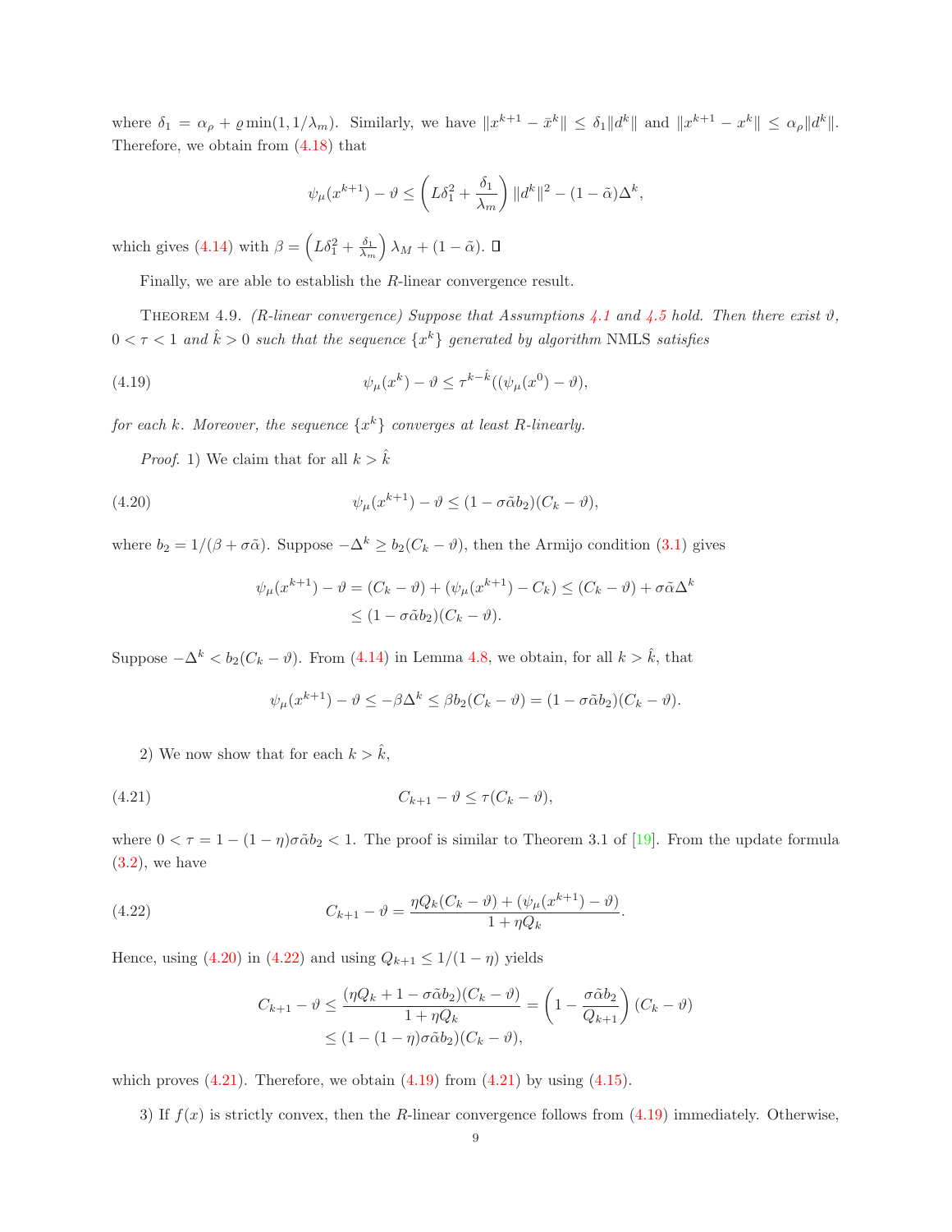where $\delta_1 = \alpha_\rho + \varrho \min(1, 1/\lambda_m)$. Similarly, we have $\|x^{k+1} - \bar{x}^k\| \leq \delta_1 \|d^k\|$ and $\|x^{k+1} - x^k\| \leq \alpha_\rho \|d^k\|$. Therefore, we obtain from (4.18) that

$$\psi_\mu(x^{k+1}) - \vartheta \leq \left( L\delta_1^2 + \frac{\delta_1}{\lambda_m} \right) \|d^k\|^2 - (1 - \tilde{\alpha})\Delta^k,$$

which gives (4.14) with $\beta = \left( L\delta_1^2 + \frac{\delta_1}{\lambda_m} \right) \lambda_M + (1 - \tilde{\alpha})$. ∎

Finally, we are able to establish the $R$-linear convergence result.

THEOREM 4.9. *(R-linear convergence) Suppose that Assumptions 4.1 and 4.5 hold. Then there exist $\vartheta$, $0 < \tau < 1$ and $\hat{k} > 0$ such that the sequence $\{x^k\}$ generated by algorithm* NMLS *satisfies*

$$\psi_\mu(x^k) - \vartheta \leq \tau^{k-\hat{k}}((\psi_\mu(x^0) - \vartheta), \tag{4.19}$$

*for each $k$. Moreover, the sequence $\{x^k\}$ converges at least R-linearly.*

*Proof.* 1) We claim that for all $k > \hat{k}$

$$\psi_\mu(x^{k+1}) - \vartheta \leq (1 - \sigma\tilde{\alpha}b_2)(C_k - \vartheta), \tag{4.20}$$

where $b_2 = 1/(\beta + \sigma\tilde{\alpha})$. Suppose $-\Delta^k \geq b_2(C_k - \vartheta)$, then the Armijo condition (3.1) gives

$$\begin{aligned}
\psi_\mu(x^{k+1}) - \vartheta = (C_k - \vartheta) + (\psi_\mu(x^{k+1}) - C_k) &\leq (C_k - \vartheta) + \sigma\tilde{\alpha}\Delta^k \\
&\leq (1 - \sigma\tilde{\alpha}b_2)(C_k - \vartheta).
\end{aligned}$$

Suppose $-\Delta^k < b_2(C_k - \vartheta)$. From (4.14) in Lemma 4.8, we obtain, for all $k > \hat{k}$, that

$$\psi_\mu(x^{k+1}) - \vartheta \leq -\beta\Delta^k \leq \beta b_2(C_k - \vartheta) = (1 - \sigma\tilde{\alpha}b_2)(C_k - \vartheta).$$

2) We now show that for each $k > \hat{k}$,

$$C_{k+1} - \vartheta \leq \tau(C_k - \vartheta), \tag{4.21}$$

where $0 < \tau = 1 - (1 - \eta)\sigma\tilde{\alpha}b_2 < 1$. The proof is similar to Theorem 3.1 of [19]. From the update formula (3.2), we have

$$C_{k+1} - \vartheta = \frac{\eta Q_k (C_k - \vartheta) + (\psi_\mu(x^{k+1}) - \vartheta)}{1 + \eta Q_k}. \tag{4.22}$$

Hence, using (4.20) in (4.22) and using $Q_{k+1} \leq 1/(1 - \eta)$ yields

$$\begin{aligned}
C_{k+1} - \vartheta &\leq \frac{(\eta Q_k + 1 - \sigma\tilde{\alpha}b_2)(C_k - \vartheta)}{1 + \eta Q_k} = \left(1 - \frac{\sigma\tilde{\alpha}b_2}{Q_{k+1}}\right)(C_k - \vartheta) \\
&\leq (1 - (1 - \eta)\sigma\tilde{\alpha}b_2)(C_k - \vartheta),
\end{aligned}$$

which proves (4.21). Therefore, we obtain (4.19) from (4.21) by using (4.15).

3) If $f(x)$ is strictly convex, then the $R$-linear convergence follows from (4.19) immediately. Otherwise,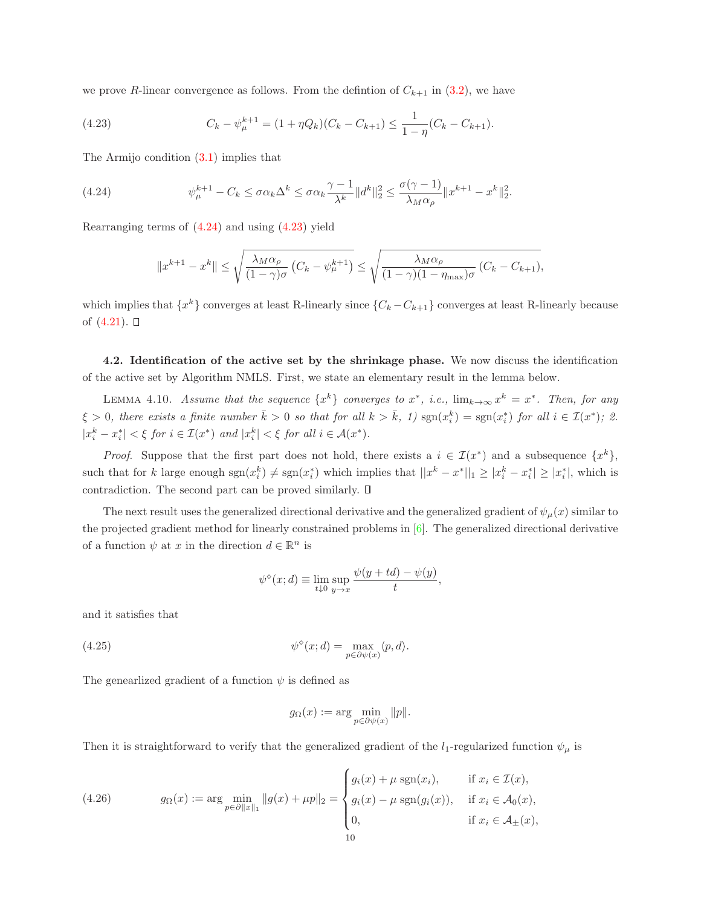we prove $R$-linear convergence as follows. From the defintion of $C_{k+1}$ in (3.2), we have

$$C_k - \psi_\mu^{k+1} = (1+\eta Q_k)(C_k - C_{k+1}) \le \frac{1}{1-\eta}(C_k - C_{k+1}). \tag{4.23}$$

The Armijo condition (3.1) implies that

$$\psi_\mu^{k+1} - C_k \le \sigma\alpha_k\Delta^k \le \sigma\alpha_k \frac{\gamma-1}{\lambda^k}\|d^k\|_2^2 \le \frac{\sigma(\gamma-1)}{\lambda_M \alpha_\rho}\|x^{k+1}-x^k\|_2^2. \tag{4.24}$$

Rearranging terms of (4.24) and using (4.23) yield

$$\|x^{k+1}-x^k\| \le \sqrt{\frac{\lambda_M\alpha_\rho}{(1-\gamma)\sigma}\left(C_k - \psi_\mu^{k+1}\right)} \le \sqrt{\frac{\lambda_M\alpha_\rho}{(1-\gamma)(1-\eta_{\max})\sigma}\left(C_k - C_{k+1}\right)},$$

which implies that $\{x^k\}$ converges at least R-linearly since $\{C_k - C_{k+1}\}$ converges at least R-linearly because of (4.21). ∎

**4.2. Identification of the active set by the shrinkage phase.** We now discuss the identification of the active set by Algorithm NMLS. First, we state an elementary result in the lemma below.

LEMMA 4.10. *Assume that the sequence $\{x^k\}$ converges to $x^*$, i.e., $\lim_{k\to\infty} x^k = x^*$. Then, for any $\xi > 0$, there exists a finite number $\bar{k} > 0$ so that for all $k > \bar{k}$, 1) $\operatorname{sgn}(x_i^k) = \operatorname{sgn}(x_i^*)$ for all $i \in \mathcal{I}(x^*)$; 2. $|x_i^k - x_i^*| < \xi$ for $i \in \mathcal{I}(x^*)$ and $|x_i^k| < \xi$ for all $i \in \mathcal{A}(x^*)$.*

*Proof.* Suppose that the first part does not hold, there exists a $i \in \mathcal{I}(x^*)$ and a subsequence $\{x^k\}$, such that for $k$ large enough $\operatorname{sgn}(x_i^k) \ne \operatorname{sgn}(x_i^*)$ which implies that $\|x^k - x^*\|_1 \ge |x_i^k - x_i^*| \ge |x_i^*|$, which is contradiction. The second part can be proved similarly. ∎

The next result uses the generalized directional derivative and the generalized gradient of $\psi_\mu(x)$ similar to the projected gradient method for linearly constrained problems in [6]. The generalized directional derivative of a function $\psi$ at $x$ in the direction $d \in \mathbb{R}^n$ is

$$\psi^\diamond(x;d) \equiv \lim_{t\downarrow 0}\sup_{y\to x}\frac{\psi(y+td)-\psi(y)}{t},$$

and it satisfies that

$$\psi^\diamond(x;d) = \max_{p\in\partial\psi(x)}\langle p, d\rangle. \tag{4.25}$$

The genearlized gradient of a function $\psi$ is defined as

$$g_\Omega(x) := \arg\min_{p\in\partial\psi(x)}\|p\|.$$

Then it is straightforward to verify that the generalized gradient of the $l_1$-regularized function $\psi_\mu$ is

$$g_\Omega(x) := \arg\min_{p\in\partial\|x\|_1}\|g(x)+\mu p\|_2 = \begin{cases} g_i(x) + \mu\operatorname{sgn}(x_i), & \text{if } x_i \in \mathcal{I}(x), \\ g_i(x) - \mu\operatorname{sgn}(g_i(x)), & \text{if } x_i \in \mathcal{A}_0(x), \\ 0, & \text{if } x_i \in \mathcal{A}_\pm(x), \end{cases} \tag{4.26}$$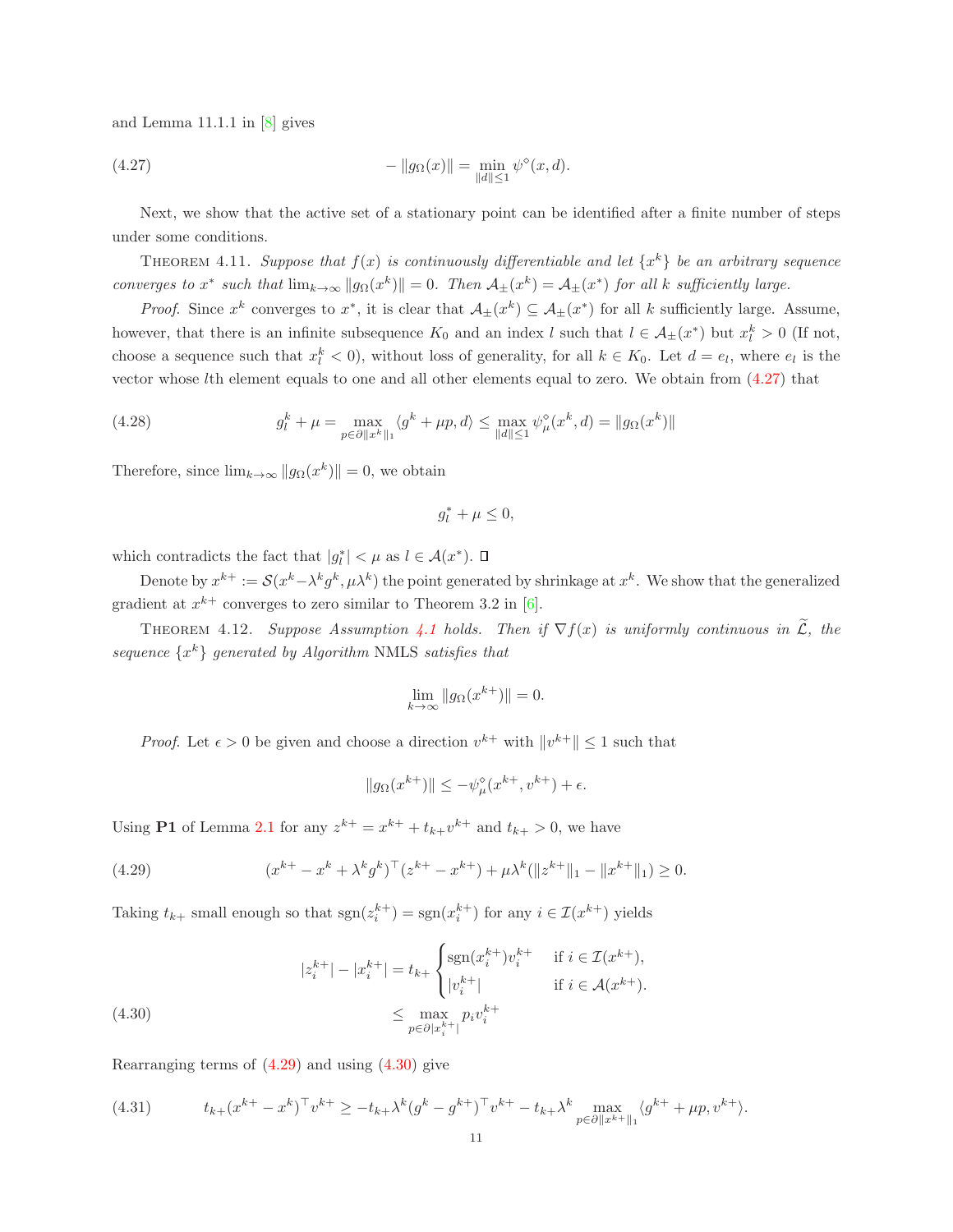and Lemma 11.1.1 in [8] gives

$$-\|g_\Omega(x)\| = \min_{\|d\|\le 1} \psi^\diamond(x, d). \tag{4.27}$$

Next, we show that the active set of a stationary point can be identified after a finite number of steps under some conditions.

THEOREM 4.11. *Suppose that $f(x)$ is continuously differentiable and let $\{x^k\}$ be an arbitrary sequence converges to $x^*$ such that $\lim_{k\to\infty} \|g_\Omega(x^k)\| = 0$. Then $\mathcal{A}_\pm(x^k) = \mathcal{A}_\pm(x^*)$ for all $k$ sufficiently large.*

*Proof.* Since $x^k$ converges to $x^*$, it is clear that $\mathcal{A}_\pm(x^k) \subseteq \mathcal{A}_\pm(x^*)$ for all $k$ sufficiently large. Assume, however, that there is an infinite subsequence $K_0$ and an index $l$ such that $l \in \mathcal{A}_\pm(x^*)$ but $x_l^k > 0$ (If not, choose a sequence such that $x_l^k < 0$), without loss of generality, for all $k \in K_0$. Let $d = e_l$, where $e_l$ is the vector whose $l$th element equals to one and all other elements equal to zero. We obtain from (4.27) that

$$g_l^k + \mu = \max_{p\in\partial\|x^k\|_1} \langle g^k + \mu p, d\rangle \le \max_{\|d\|\le 1} \psi_\mu^\diamond(x^k, d) = \|g_\Omega(x^k)\| \tag{4.28}$$

Therefore, since $\lim_{k\to\infty} \|g_\Omega(x^k)\| = 0$, we obtain

$$g_l^* + \mu \le 0,$$

which contradicts the fact that $|g_l^*| < \mu$ as $l \in \mathcal{A}(x^*)$. ∎

Denote by $x^{k+} := \mathcal{S}(x^k - \lambda^k g^k, \mu\lambda^k)$ the point generated by shrinkage at $x^k$. We show that the generalized gradient at $x^{k+}$ converges to zero similar to Theorem 3.2 in [6].

THEOREM 4.12. *Suppose Assumption 4.1 holds. Then if $\nabla f(x)$ is uniformly continuous in $\widetilde{\mathcal{L}}$, the sequence $\{x^k\}$ generated by Algorithm* NMLS *satisfies that*

$$\lim_{k\to\infty} \|g_\Omega(x^{k+})\| = 0.$$

*Proof.* Let $\epsilon > 0$ be given and choose a direction $v^{k+}$ with $\|v^{k+}\| \le 1$ such that

$$\|g_\Omega(x^{k+})\| \le -\psi_\mu^\diamond(x^{k+}, v^{k+}) + \epsilon.$$

Using **P1** of Lemma 2.1 for any $z^{k+} = x^{k+} + t_{k+} v^{k+}$ and $t_{k+} > 0$, we have

$$(x^{k+} - x^k + \lambda^k g^k)^\top (z^{k+} - x^{k+}) + \mu\lambda^k (\|z^{k+}\|_1 - \|x^{k+}\|_1) \ge 0. \tag{4.29}$$

Taking $t_{k+}$ small enough so that $\text{sgn}(z_i^{k+}) = \text{sgn}(x_i^{k+})$ for any $i \in \mathcal{I}(x^{k+})$ yields

$$\begin{aligned} |z_i^{k+}| - |x_i^{k+}| &= t_{k+} \begin{cases} \text{sgn}(x_i^{k+}) v_i^{k+} & \text{if } i \in \mathcal{I}(x^{k+}), \\ |v_i^{k+}| & \text{if } i \in \mathcal{A}(x^{k+}). \end{cases} \\ &\le \max_{p\in\partial|x_i^{k+}|} p_i v_i^{k+} \end{aligned} \tag{4.30}$$

Rearranging terms of (4.29) and using (4.30) give

$$t_{k+}(x^{k+} - x^k)^\top v^{k+} \ge -t_{k+}\lambda^k (g^k - g^{k+})^\top v^{k+} - t_{k+}\lambda^k \max_{p\in\partial\|x^{k+}\|_1} \langle g^{k+} + \mu p, v^{k+}\rangle. \tag{4.31}$$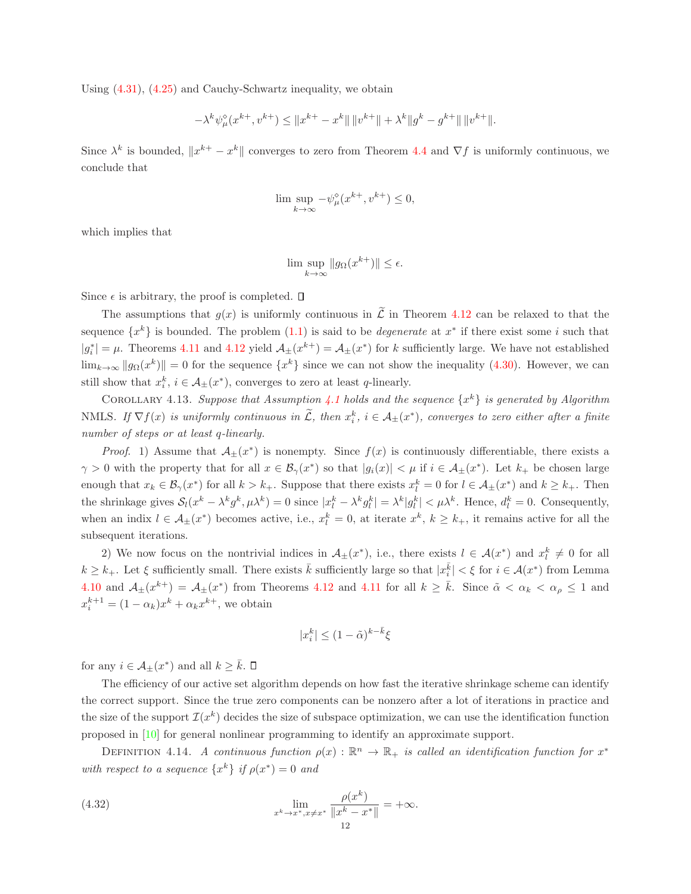Using (4.31), (4.25) and Cauchy-Schwartz inequality, we obtain

$$-\lambda^k \psi_\mu^\diamond(x^{k+}, v^{k+}) \leq \|x^{k+} - x^k\| \, \|v^{k+}\| + \lambda^k \|g^k - g^{k+}\| \, \|v^{k+}\|.$$

Since $\lambda^k$ is bounded, $\|x^{k+} - x^k\|$ converges to zero from Theorem 4.4 and $\nabla f$ is uniformly continuous, we conclude that

$$\limsup_{k\to\infty} -\psi_\mu^\diamond(x^{k+}, v^{k+}) \leq 0,$$

which implies that

$$\limsup_{k\to\infty} \|g_\Omega(x^{k+})\| \leq \epsilon.$$

Since $\epsilon$ is arbitrary, the proof is completed. ▯

The assumptions that $g(x)$ is uniformly continuous in $\widetilde{\mathcal{L}}$ in Theorem 4.12 can be relaxed to that the sequence $\{x^k\}$ is bounded. The problem (1.1) is said to be *degenerate* at $x^*$ if there exist some $i$ such that $|g_i^*| = \mu$. Theorems 4.11 and 4.12 yield $\mathcal{A}_\pm(x^{k+}) = \mathcal{A}_\pm(x^*)$ for $k$ sufficiently large. We have not established $\lim_{k\to\infty} \|g_\Omega(x^k)\| = 0$ for the sequence $\{x^k\}$ since we can not show the inequality (4.30). However, we can still show that $x_i^k$, $i \in \mathcal{A}_\pm(x^*)$, converges to zero at least $q$-linearly.

Corollary 4.13. *Suppose that Assumption 4.1 holds and the sequence $\{x^k\}$ is generated by Algorithm* NMLS. *If $\nabla f(x)$ is uniformly continuous in $\widetilde{\mathcal{L}}$, then $x_i^k$, $i \in \mathcal{A}_\pm(x^*)$, converges to zero either after a finite number of steps or at least $q$-linearly.*

*Proof.* 1) Assume that $\mathcal{A}_\pm(x^*)$ is nonempty. Since $f(x)$ is continuously differentiable, there exists a $\gamma > 0$ with the property that for all $x \in \mathcal{B}_\gamma(x^*)$ so that $|g_i(x)| < \mu$ if $i \in \mathcal{A}_\pm(x^*)$. Let $k_+$ be chosen large enough that $x_k \in \mathcal{B}_\gamma(x^*)$ for all $k > k_+$. Suppose that there exists $x_l^k = 0$ for $l \in \mathcal{A}_\pm(x^*)$ and $k \geq k_+$. Then the shrinkage gives $\mathcal{S}_l(x^k - \lambda^k g^k, \mu\lambda^k) = 0$ since $|x_l^k - \lambda^k g_l^k| = \lambda^k |g_l^k| < \mu\lambda^k$. Hence, $d_l^k = 0$. Consequently, when an index $l \in \mathcal{A}_\pm(x^*)$ becomes active, i.e., $x_l^k = 0$, at iterate $x^k$, $k \geq k_+$, it remains active for all the subsequent iterations.

2) We now focus on the nontrivial indices in $\mathcal{A}_\pm(x^*)$, i.e., there exists $l \in \mathcal{A}(x^*)$ and $x_l^k \neq 0$ for all $k \geq k_+$. Let $\xi$ sufficiently small. There exists $\bar{k}$ sufficiently large so that $|x_i^{\bar{k}}| < \xi$ for $i \in \mathcal{A}(x^*)$ from Lemma 4.10 and $\mathcal{A}_\pm(x^{k+}) = \mathcal{A}_\pm(x^*)$ from Theorems 4.12 and 4.11 for all $k \geq \bar{k}$. Since $\tilde{\alpha} < \alpha_k < \alpha_\rho \leq 1$ and $x_i^{k+1} = (1 - \alpha_k)x^k + \alpha_k x^{k+}$, we obtain

$$|x_i^k| \leq (1 - \tilde{\alpha})^{k - \bar{k}} \xi$$

for any $i \in \mathcal{A}_\pm(x^*)$ and all $k \geq \bar{k}$. ▯

The efficiency of our active set algorithm depends on how fast the iterative shrinkage scheme can identify the correct support. Since the true zero components can be nonzero after a lot of iterations in practice and the size of the support $\mathcal{I}(x^k)$ decides the size of subspace optimization, we can use the identification function proposed in [10] for general nonlinear programming to identify an approximate support.

Definition 4.14. *A continuous function $\rho(x) : \mathbb{R}^n \to \mathbb{R}_+$ is called an identification function for $x^*$ with respect to a sequence $\{x^k\}$ if $\rho(x^*) = 0$ and*

$$\lim_{x^k \to x^*, x \neq x^*} \frac{\rho(x^k)}{\|x^k - x^*\|} = +\infty. \tag{4.32}$$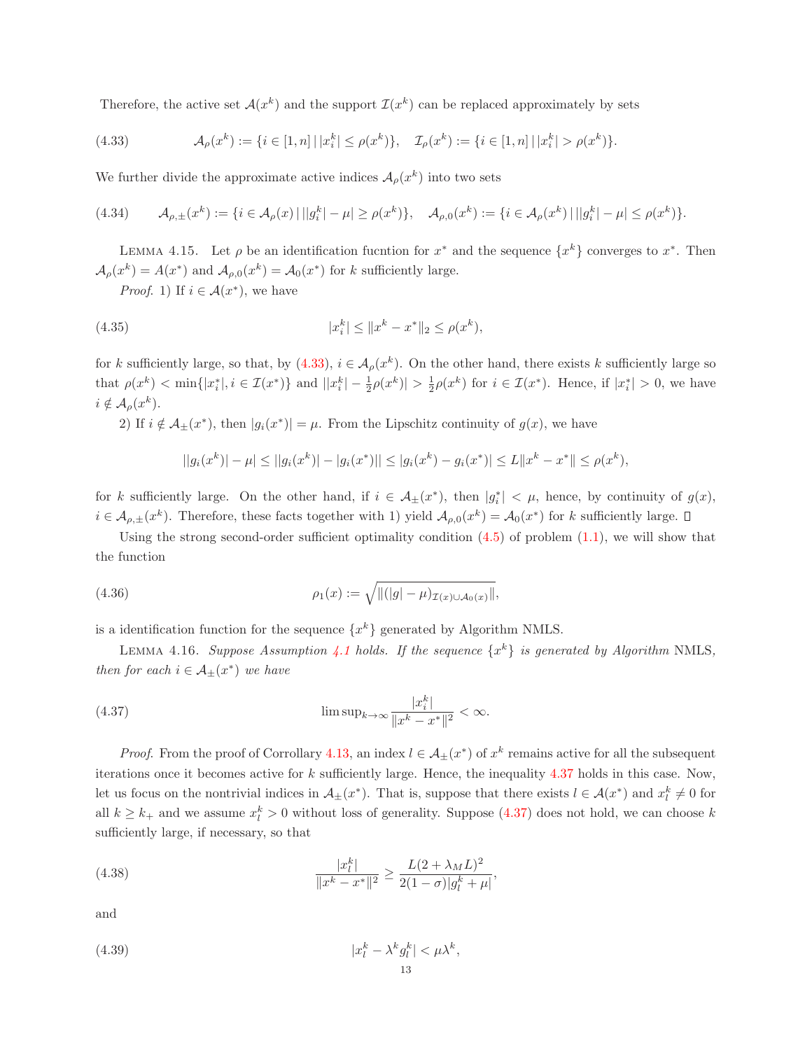Therefore, the active set $\mathcal{A}(x^k)$ and the support $\mathcal{I}(x^k)$ can be replaced approximately by sets

$$\mathcal{A}_\rho(x^k) := \{i \in [1,n] \,|\, |x_i^k| \le \rho(x^k)\}, \quad \mathcal{I}_\rho(x^k) := \{i \in [1,n] \,|\, |x_i^k| > \rho(x^k)\}. \tag{4.33}$$

We further divide the approximate active indices $\mathcal{A}_\rho(x^k)$ into two sets

$$\mathcal{A}_{\rho,\pm}(x^k) := \{i \in \mathcal{A}_\rho(x) \,|\, ||g_i^k| - \mu| \ge \rho(x^k)\}, \quad \mathcal{A}_{\rho,0}(x^k) := \{i \in \mathcal{A}_\rho(x^k) \,|\, ||g_i^k| - \mu| \le \rho(x^k)\}. \tag{4.34}$$

Lemma 4.15. Let $\rho$ be an identification fucntion for $x^*$ and the sequence $\{x^k\}$ converges to $x^*$. Then $\mathcal{A}_\rho(x^k) = A(x^*)$ and $\mathcal{A}_{\rho,0}(x^k) = \mathcal{A}_0(x^*)$ for $k$ sufficiently large.

*Proof.* 1) If $i \in \mathcal{A}(x^*)$, we have

$$|x_i^k| \le \|x^k - x^*\|_2 \le \rho(x^k), \tag{4.35}$$

for $k$ sufficiently large, so that, by (4.33), $i \in \mathcal{A}_\rho(x^k)$. On the other hand, there exists $k$ sufficiently large so that $\rho(x^k) < \min\{|x_i^*|, i \in \mathcal{I}(x^*)\}$ and $||x_i^k| - \frac{1}{2}\rho(x^k)| > \frac{1}{2}\rho(x^k)$ for $i \in \mathcal{I}(x^*)$. Hence, if $|x_i^*| > 0$, we have $i \notin \mathcal{A}_\rho(x^k)$.

2) If $i \notin \mathcal{A}_\pm(x^*)$, then $|g_i(x^*)| = \mu$. From the Lipschitz continuity of $g(x)$, we have

$$||g_i(x^k)| - \mu| \le ||g_i(x^k)| - |g_i(x^*)|| \le |g_i(x^k) - g_i(x^*)| \le L\|x^k - x^*\| \le \rho(x^k),$$

for $k$ sufficiently large. On the other hand, if $i \in \mathcal{A}_\pm(x^*)$, then $|g_i^*| < \mu$, hence, by continuity of $g(x)$, $i \in \mathcal{A}_{\rho,\pm}(x^k)$. Therefore, these facts together with 1) yield $\mathcal{A}_{\rho,0}(x^k) = \mathcal{A}_0(x^*)$ for $k$ sufficiently large. ∎

Using the strong second-order sufficient optimality condition (4.5) of problem (1.1), we will show that the function

$$\rho_1(x) := \sqrt{\|(|g| - \mu)_{\mathcal{I}(x) \cup \mathcal{A}_0(x)}\|}, \tag{4.36}$$

is a identification function for the sequence $\{x^k\}$ generated by Algorithm NMLS.

Lemma 4.16. *Suppose Assumption 4.1 holds. If the sequence $\{x^k\}$ is generated by Algorithm* NMLS, *then for each $i \in \mathcal{A}_\pm(x^*)$ we have*

$$\limsup_{k\to\infty} \frac{|x_i^k|}{\|x^k - x^*\|^2} < \infty. \tag{4.37}$$

*Proof.* From the proof of Corrollary 4.13, an index $l \in \mathcal{A}_\pm(x^*)$ of $x^k$ remains active for all the subsequent iterations once it becomes active for $k$ sufficiently large. Hence, the inequality 4.37 holds in this case. Now, let us focus on the nontrivial indices in $\mathcal{A}_\pm(x^*)$. That is, suppose that there exists $l \in \mathcal{A}(x^*)$ and $x_l^k \neq 0$ for all $k \ge k_+$ and we assume $x_l^k > 0$ without loss of generality. Suppose (4.37) does not hold, we can choose $k$ sufficiently large, if necessary, so that

$$\frac{|x_l^k|}{\|x^k - x^*\|^2} \ge \frac{L(2 + \lambda_M L)^2}{2(1-\sigma)|g_l^k + \mu|}, \tag{4.38}$$

and

$$|x_l^k - \lambda^k g_l^k| < \mu\lambda^k, \tag{4.39}$$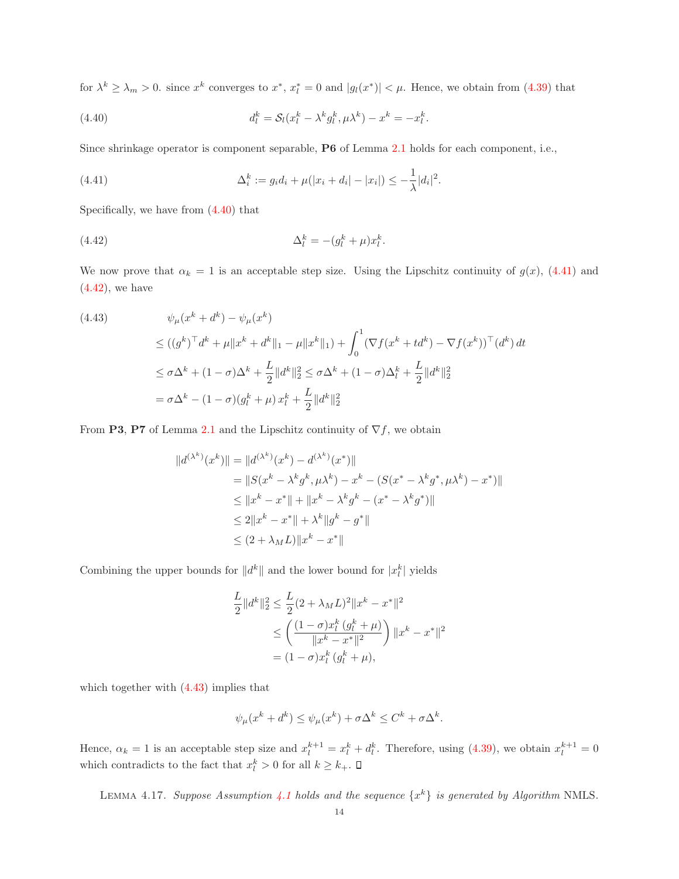for $\lambda^k \geq \lambda_m > 0$. since $x^k$ converges to $x^*$, $x_l^* = 0$ and $|g_l(x^*)| < \mu$. Hence, we obtain from (4.39) that

$$d_l^k = \mathcal{S}_l(x_l^k - \lambda^k g_l^k, \mu\lambda^k) - x^k = -x_l^k. \tag{4.40}$$

Since shrinkage operator is component separable, **P6** of Lemma 2.1 holds for each component, i.e.,

$$\Delta_i^k := g_i d_i + \mu(|x_i + d_i| - |x_i|) \leq -\frac{1}{\lambda}|d_i|^2. \tag{4.41}$$

Specifically, we have from (4.40) that

$$\Delta_l^k = -(g_l^k + \mu)x_l^k. \tag{4.42}$$

We now prove that $\alpha_k = 1$ is an acceptable step size. Using the Lipschitz continuity of $g(x)$, (4.41) and (4.42), we have

$$\begin{aligned}
&\psi_\mu(x^k + d^k) - \psi_\mu(x^k) \\
&\leq ((g^k)^\top d^k + \mu\|x^k + d^k\|_1 - \mu\|x^k\|_1) + \int_0^1 (\nabla f(x^k + td^k) - \nabla f(x^k))^\top (d^k)\, dt \\
&\leq \sigma\Delta^k + (1-\sigma)\Delta^k + \frac{L}{2}\|d^k\|_2^2 \leq \sigma\Delta^k + (1-\sigma)\Delta_l^k + \frac{L}{2}\|d^k\|_2^2 \\
&= \sigma\Delta^k - (1-\sigma)(g_l^k + \mu)\, x_l^k + \frac{L}{2}\|d^k\|_2^2
\end{aligned} \tag{4.43}$$

From **P3**, **P7** of Lemma 2.1 and the Lipschitz continuity of $\nabla f$, we obtain

$$\begin{aligned}
\|d^{(\lambda^k)}(x^k)\| &= \|d^{(\lambda^k)}(x^k) - d^{(\lambda^k)}(x^*)\| \\
&= \|S(x^k - \lambda^k g^k, \mu\lambda^k) - x^k - (S(x^* - \lambda^k g^*, \mu\lambda^k) - x^*)\| \\
&\leq \|x^k - x^*\| + \|x^k - \lambda^k g^k - (x^* - \lambda^k g^*)\| \\
&\leq 2\|x^k - x^*\| + \lambda^k\|g^k - g^*\| \\
&\leq (2 + \lambda_M L)\|x^k - x^*\|
\end{aligned}$$

Combining the upper bounds for $\|d^k\|$ and the lower bound for $|x_l^k|$ yields

$$\begin{aligned}
\frac{L}{2}\|d^k\|_2^2 &\leq \frac{L}{2}(2 + \lambda_M L)^2\|x^k - x^*\|^2 \\
&\leq \left(\frac{(1-\sigma)x_l^k\,(g_l^k + \mu)}{\|x^k - x^*\|^2}\right)\|x^k - x^*\|^2 \\
&= (1-\sigma)x_l^k\,(g_l^k + \mu),
\end{aligned}$$

which together with (4.43) implies that

$$\psi_\mu(x^k + d^k) \leq \psi_\mu(x^k) + \sigma\Delta^k \leq C^k + \sigma\Delta^k.$$

Hence, $\alpha_k = 1$ is an acceptable step size and $x_l^{k+1} = x_l^k + d_l^k$. Therefore, using (4.39), we obtain $x_l^{k+1} = 0$ which contradicts to the fact that $x_l^k > 0$ for all $k \geq k_+$. ◻

LEMMA 4.17. *Suppose Assumption 4.1 holds and the sequence $\{x^k\}$ is generated by Algorithm* NMLS.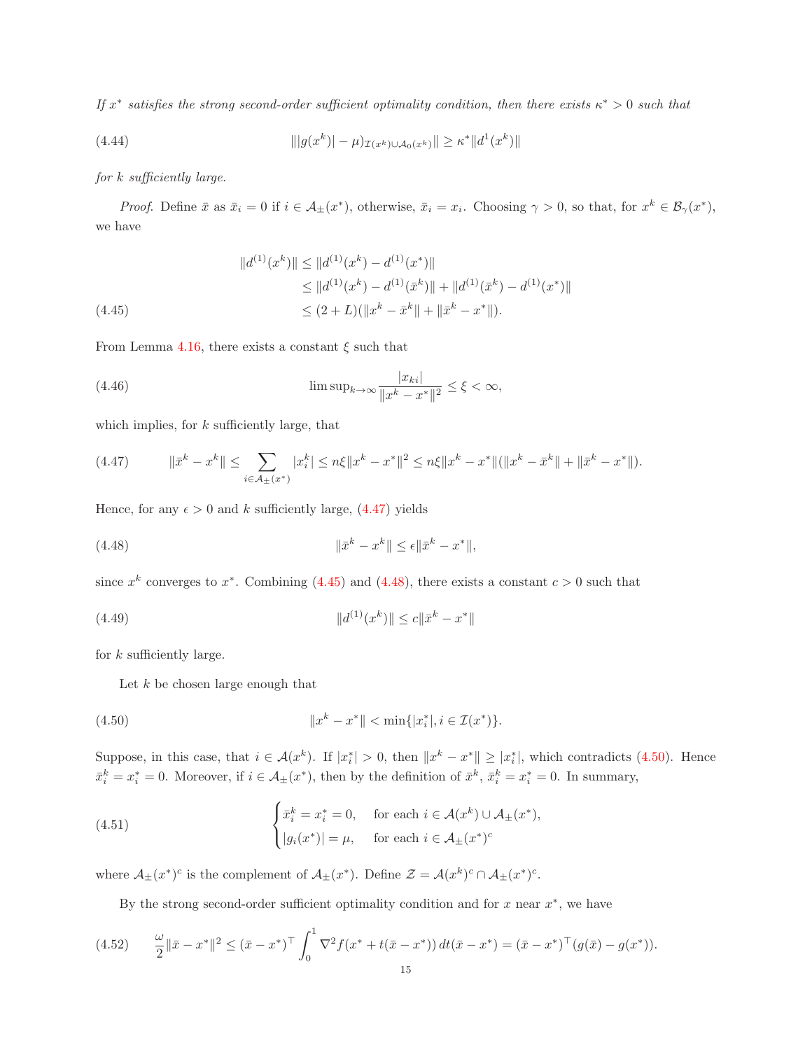*If $x^*$ satisfies the strong second-order sufficient optimality condition, then there exists $\kappa^* > 0$ such that*

$$
\| |g(x^k)| - \mu)_{\mathcal{I}(x^k)\cup\mathcal{A}_0(x^k)} \| \geq \kappa^* \|d^1(x^k)\| \tag{4.44}
$$

*for $k$ sufficiently large.*

*Proof.* Define $\bar{x}$ as $\bar{x}_i = 0$ if $i \in \mathcal{A}_\pm(x^*)$, otherwise, $\bar{x}_i = x_i$. Choosing $\gamma > 0$, so that, for $x^k \in \mathcal{B}_\gamma(x^*)$, we have

$$
\begin{aligned}
\|d^{(1)}(x^k)\| &\leq \|d^{(1)}(x^k) - d^{(1)}(x^*)\| \\
&\leq \|d^{(1)}(x^k) - d^{(1)}(\bar{x}^k)\| + \|d^{(1)}(\bar{x}^k) - d^{(1)}(x^*)\| \\
&\leq (2 + L)(\|x^k - \bar{x}^k\| + \|\bar{x}^k - x^*\|).
\end{aligned} \tag{4.45}
$$

From Lemma 4.16, there exists a constant $\xi$ such that

$$
\limsup_{k\to\infty} \frac{|x_{ki}|}{\|x^k - x^*\|^2} \leq \xi < \infty, \tag{4.46}
$$

which implies, for $k$ sufficiently large, that

$$
\|\bar{x}^k - x^k\| \leq \sum_{i\in\mathcal{A}_\pm(x^*)} |x_i^k| \leq n\xi\|x^k - x^*\|^2 \leq n\xi\|x^k - x^*\|(\|x^k - \bar{x}^k\| + \|\bar{x}^k - x^*\|). \tag{4.47}
$$

Hence, for any $\epsilon > 0$ and $k$ sufficiently large, (4.47) yields

$$
\|\bar{x}^k - x^k\| \leq \epsilon\|\bar{x}^k - x^*\|, \tag{4.48}
$$

since $x^k$ converges to $x^*$. Combining (4.45) and (4.48), there exists a constant $c > 0$ such that

$$
\|d^{(1)}(x^k)\| \leq c\|\bar{x}^k - x^*\| \tag{4.49}
$$

for $k$ sufficiently large.

Let $k$ be chosen large enough that

$$
\|x^k - x^*\| < \min\{|x_i^*|, i \in \mathcal{I}(x^*)\}. \tag{4.50}
$$

Suppose, in this case, that $i \in \mathcal{A}(x^k)$. If $|x_i^*| > 0$, then $\|x^k - x^*\| \geq |x_i^*|$, which contradicts (4.50). Hence $\bar{x}_i^k = x_i^* = 0$. Moreover, if $i \in \mathcal{A}_\pm(x^*)$, then by the definition of $\bar{x}^k$, $\bar{x}_i^k = x_i^* = 0$. In summary,

$$
\begin{cases}
\bar{x}_i^k = x_i^* = 0, & \text{for each } i \in \mathcal{A}(x^k) \cup \mathcal{A}_\pm(x^*), \\
|g_i(x^*)| = \mu, & \text{for each } i \in \mathcal{A}_\pm(x^*)^c
\end{cases} \tag{4.51}
$$

where $\mathcal{A}_\pm(x^*)^c$ is the complement of $\mathcal{A}_\pm(x^*)$. Define $\mathcal{Z} = \mathcal{A}(x^k)^c \cap \mathcal{A}_\pm(x^*)^c$.

By the strong second-order sufficient optimality condition and for $x$ near $x^*$, we have

$$
\frac{\omega}{2}\|\bar{x} - x^*\|^2 \leq (\bar{x} - x^*)^\top \int_0^1 \nabla^2 f(x^* + t(\bar{x} - x^*))\,dt(\bar{x} - x^*) = (\bar{x} - x^*)^\top(g(\bar{x}) - g(x^*)). \tag{4.52}
$$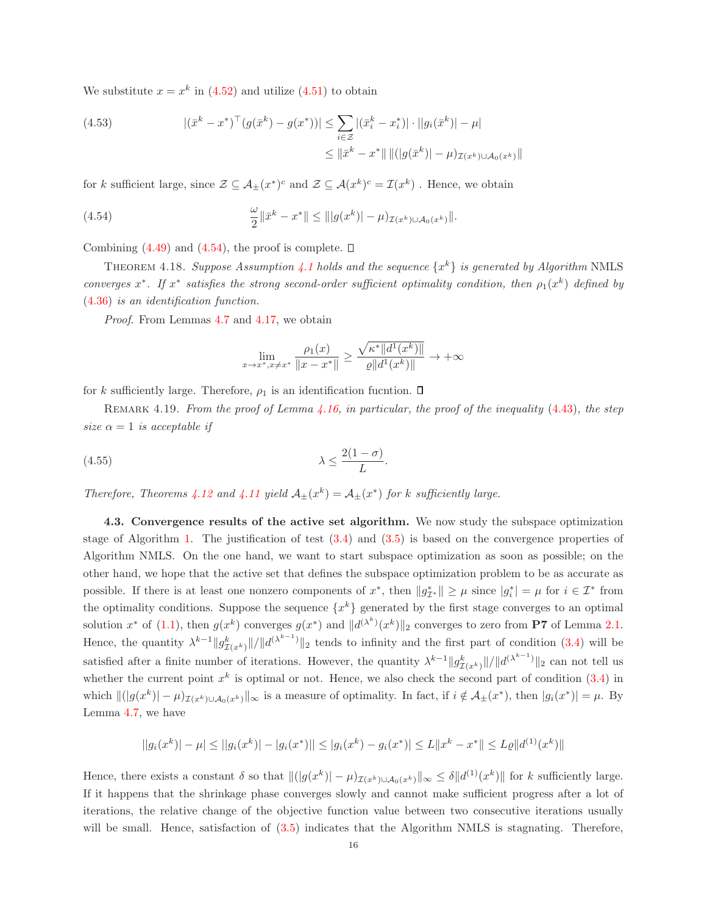We substitute $x = x^k$ in (4.52) and utilize (4.51) to obtain

$$
\begin{aligned}
|(\bar{x}^k - x^*)^\top (g(\bar{x}^k) - g(x^*))| &\le \sum_{i \in \mathcal{Z}} |(\bar{x}_i^k - x_i^*)| \cdot ||g_i(\bar{x}^k)| - \mu| \\
&\le \|\bar{x}^k - x^*\| \, \|(|g(\bar{x}^k)| - \mu)_{\mathcal{I}(x^k) \cup \mathcal{A}_0(x^k)}\|
\end{aligned} \tag{4.53}
$$

for $k$ sufficient large, since $\mathcal{Z} \subseteq \mathcal{A}_\pm(x^*)^c$ and $\mathcal{Z} \subseteq \mathcal{A}(x^k)^c = \mathcal{I}(x^k)$ . Hence, we obtain

$$
\frac{\omega}{2} \|\bar{x}^k - x^*\| \le \||g(x^k)| - \mu)_{\mathcal{I}(x^k) \cup \mathcal{A}_0(x^k)}\|. \tag{4.54}
$$

Combining (4.49) and (4.54), the proof is complete. □

THEOREM 4.18. *Suppose Assumption 4.1 holds and the sequence $\{x^k\}$ is generated by Algorithm* NMLS *converges $x^*$. If $x^*$ satisfies the strong second-order sufficient optimality condition, then $\rho_1(x^k)$ defined by (4.36) is an identification function.*

*Proof.* From Lemmas 4.7 and 4.17, we obtain

$$
\lim_{x \to x^*, x \neq x^*} \frac{\rho_1(x)}{\|x - x^*\|} \ge \frac{\sqrt{\kappa^* \|d^1(x^k)\|}}{\varrho \|d^1(x^k)\|} \to +\infty
$$

for $k$ sufficiently large. Therefore, $\rho_1$ is an identification fucntion. □

REMARK 4.19. *From the proof of Lemma 4.16, in particular, the proof of the inequality (4.43), the step size $\alpha = 1$ is acceptable if*

$$
\lambda \le \frac{2(1 - \sigma)}{L}. \tag{4.55}
$$

*Therefore, Theorems 4.12 and 4.11 yield $\mathcal{A}_\pm(x^k) = \mathcal{A}_\pm(x^*)$ for $k$ sufficiently large.*

**4.3. Convergence results of the active set algorithm.** We now study the subspace optimization stage of Algorithm 1. The justification of test (3.4) and (3.5) is based on the convergence properties of Algorithm NMLS. On the one hand, we want to start subspace optimization as soon as possible; on the other hand, we hope that the active set that defines the subspace optimization problem to be as accurate as possible. If there is at least one nonzero components of $x^*$, then $\|g^*_{\mathcal{I}^*}\| \ge \mu$ since $|g_i^*| = \mu$ for $i \in \mathcal{I}^*$ from the optimality conditions. Suppose the sequence $\{x^k\}$ generated by the first stage converges to an optimal solution $x^*$ of (1.1), then $g(x^k)$ converges $g(x^*)$ and $\|d^{(\lambda^k)}(x^k)\|_2$ converges to zero from **P7** of Lemma 2.1. Hence, the quantity $\lambda^{k-1} \|g^k_{\mathcal{I}(x^k)}\| / \|d^{(\lambda^{k-1})}\|_2$ tends to infinity and the first part of condition (3.4) will be satisfied after a finite number of iterations. However, the quantity $\lambda^{k-1} \|g^k_{\mathcal{I}(x^k)}\| / \|d^{(\lambda^{k-1})}\|_2$ can not tell us whether the current point $x^k$ is optimal or not. Hence, we also check the second part of condition (3.4) in which $\|(|g(x^k)| - \mu)_{\mathcal{I}(x^k) \cup \mathcal{A}_0(x^k)}\|_\infty$ is a measure of optimality. In fact, if $i \notin \mathcal{A}_\pm(x^*)$, then $|g_i(x^*)| = \mu$. By Lemma 4.7, we have

$$
||g_i(x^k)| - \mu| \le ||g_i(x^k)| - |g_i(x^*)|| \le |g_i(x^k) - g_i(x^*)| \le L \|x^k - x^*\| \le L \varrho \|d^{(1)}(x^k)\|
$$

Hence, there exists a constant $\delta$ so that $\|(|g(x^k)| - \mu)_{\mathcal{I}(x^k) \cup \mathcal{A}_0(x^k)}\|_\infty \le \delta \|d^{(1)}(x^k)\|$ for $k$ sufficiently large. If it happens that the shrinkage phase converges slowly and cannot make sufficient progress after a lot of iterations, the relative change of the objective function value between two consecutive iterations usually will be small. Hence, satisfaction of (3.5) indicates that the Algorithm NMLS is stagnating. Therefore,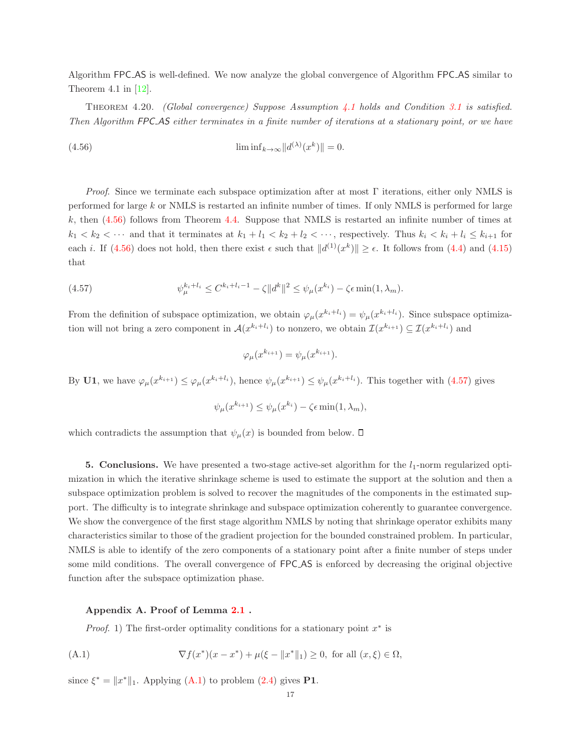Algorithm FPC_AS is well-defined. We now analyze the global convergence of Algorithm FPC_AS similar to Theorem 4.1 in [12].

THEOREM 4.20. *(Global convergence) Suppose Assumption 4.1 holds and Condition 3.1 is satisfied. Then Algorithm FPC_AS either terminates in a finite number of iterations at a stationary point, or we have*

$$\liminf_{k\to\infty} \|d^{(\lambda)}(x^k)\| = 0. \tag{4.56}$$

*Proof.* Since we terminate each subspace optimization after at most $\Gamma$ iterations, either only NMLS is performed for large $k$ or NMLS is restarted an infinite number of times. If only NMLS is performed for large $k$, then (4.56) follows from Theorem 4.4. Suppose that NMLS is restarted an infinite number of times at $k_1 < k_2 < \cdots$ and that it terminates at $k_1 + l_1 < k_2 + l_2 < \cdots$, respectively. Thus $k_i < k_i + l_i \leq k_{i+1}$ for each $i$. If (4.56) does not hold, then there exist $\epsilon$ such that $\|d^{(1)}(x^k)\| \geq \epsilon$. It follows from (4.4) and (4.15) that

$$\psi_\mu^{k_i+l_i} \leq C^{k_i+l_i-1} - \zeta\|d^k\|^2 \leq \psi_\mu(x^{k_i}) - \zeta\epsilon\min(1, \lambda_m). \tag{4.57}$$

From the definition of subspace optimization, we obtain $\varphi_\mu(x^{k_i+l_i}) = \psi_\mu(x^{k_i+l_i})$. Since subspace optimization will not bring a zero component in $\mathcal{A}(x^{k_i+l_i})$ to nonzero, we obtain $\mathcal{I}(x^{k_{i+1}}) \subseteq \mathcal{I}(x^{k_i+l_i})$ and

$$\varphi_\mu(x^{k_{i+1}}) = \psi_\mu(x^{k_{i+1}}).$$

By **U1**, we have $\varphi_\mu(x^{k_{i+1}}) \leq \varphi_\mu(x^{k_i+l_i})$, hence $\psi_\mu(x^{k_{i+1}}) \leq \psi_\mu(x^{k_i+l_i})$. This together with (4.57) gives

$$\psi_\mu(x^{k_{i+1}}) \leq \psi_\mu(x^{k_i}) - \zeta\epsilon\min(1, \lambda_m),$$

which contradicts the assumption that $\psi_\mu(x)$ is bounded from below. ∎

**5. Conclusions.** We have presented a two-stage active-set algorithm for the $l_1$-norm regularized optimization in which the iterative shrinkage scheme is used to estimate the support at the solution and then a subspace optimization problem is solved to recover the magnitudes of the components in the estimated support. The difficulty is to integrate shrinkage and subspace optimization coherently to guarantee convergence. We show the convergence of the first stage algorithm NMLS by noting that shrinkage operator exhibits many characteristics similar to those of the gradient projection for the bounded constrained problem. In particular, NMLS is able to identify of the zero components of a stationary point after a finite number of steps under some mild conditions. The overall convergence of FPC_AS is enforced by decreasing the original objective function after the subspace optimization phase.

**Appendix A. Proof of Lemma 2.1 .**

*Proof.* 1) The first-order optimality conditions for a stationary point $x^*$ is

$$\nabla f(x^*)(x - x^*) + \mu(\xi - \|x^*\|_1) \geq 0, \text{ for all } (x, \xi) \in \Omega, \tag{A.1}$$

since $\xi^* = \|x^*\|_1$. Applying (A.1) to problem (2.4) gives **P1**.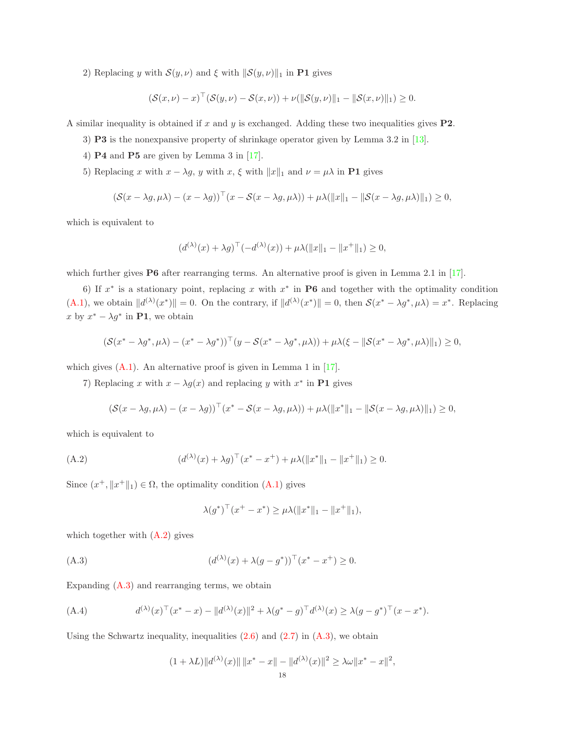2) Replacing $y$ with $\mathcal{S}(y,\nu)$ and $\xi$ with $\|\mathcal{S}(y,\nu)\|_1$ in **P1** gives

$$(\mathcal{S}(x,\nu)-x)^\top(\mathcal{S}(y,\nu)-\mathcal{S}(x,\nu))+\nu(\|\mathcal{S}(y,\nu)\|_1-\|\mathcal{S}(x,\nu)\|_1)\geq 0.$$

A similar inequality is obtained if $x$ and $y$ is exchanged. Adding these two inequalities gives **P2**.

3) **P3** is the nonexpansive property of shrinkage operator given by Lemma 3.2 in [13].

4) **P4** and **P5** are given by Lemma 3 in [17].

5) Replacing $x$ with $x-\lambda g$, $y$ with $x$, $\xi$ with $\|x\|_1$ and $\nu=\mu\lambda$ in **P1** gives

$$(\mathcal{S}(x-\lambda g,\mu\lambda)-(x-\lambda g))^\top(x-\mathcal{S}(x-\lambda g,\mu\lambda))+\mu\lambda(\|x\|_1-\|\mathcal{S}(x-\lambda g,\mu\lambda)\|_1)\geq 0,$$

which is equivalent to

$$(d^{(\lambda)}(x)+\lambda g)^\top(-d^{(\lambda)}(x))+\mu\lambda(\|x\|_1-\|x^+\|_1)\geq 0,$$

which further gives **P6** after rearranging terms. An alternative proof is given in Lemma 2.1 in [17].

6) If $x^*$ is a stationary point, replacing $x$ with $x^*$ in **P6** and together with the optimality condition (A.1), we obtain $\|d^{(\lambda)}(x^*)\|=0$. On the contrary, if $\|d^{(\lambda)}(x^*)\|=0$, then $\mathcal{S}(x^*-\lambda g^*,\mu\lambda)=x^*$. Replacing $x$ by $x^*-\lambda g^*$ in **P1**, we obtain

$$(\mathcal{S}(x^*-\lambda g^*,\mu\lambda)-(x^*-\lambda g^*))^\top(y-\mathcal{S}(x^*-\lambda g^*,\mu\lambda))+\mu\lambda(\xi-\|\mathcal{S}(x^*-\lambda g^*,\mu\lambda)\|_1)\geq 0,$$

which gives (A.1). An alternative proof is given in Lemma 1 in [17].

7) Replacing $x$ with $x-\lambda g(x)$ and replacing $y$ with $x^*$ in **P1** gives

$$(\mathcal{S}(x-\lambda g,\mu\lambda)-(x-\lambda g))^\top(x^*-\mathcal{S}(x-\lambda g,\mu\lambda))+\mu\lambda(\|x^*\|_1-\|\mathcal{S}(x-\lambda g,\mu\lambda)\|_1)\geq 0,$$

which is equivalent to

$$(d^{(\lambda)}(x)+\lambda g)^\top(x^*-x^+)+\mu\lambda(\|x^*\|_1-\|x^+\|_1)\geq 0. \tag{A.2}$$

Since $(x^+,\|x^+\|_1)\in\Omega$, the optimality condition (A.1) gives

$$\lambda(g^*)^\top(x^+-x^*)\geq \mu\lambda(\|x^*\|_1-\|x^+\|_1),$$

which together with (A.2) gives

$$(d^{(\lambda)}(x)+\lambda(g-g^*))^\top(x^*-x^+)\geq 0. \tag{A.3}$$

Expanding (A.3) and rearranging terms, we obtain

$$d^{(\lambda)}(x)^\top(x^*-x)-\|d^{(\lambda)}(x)\|^2+\lambda(g^*-g)^\top d^{(\lambda)}(x)\geq \lambda(g-g^*)^\top(x-x^*). \tag{A.4}$$

Using the Schwartz inequality, inequalities (2.6) and (2.7) in (A.3), we obtain

$$(1+\lambda L)\|d^{(\lambda)}(x)\|\,\|x^*-x\|-\|d^{(\lambda)}(x)\|^2\geq \lambda\omega\|x^*-x\|^2,$$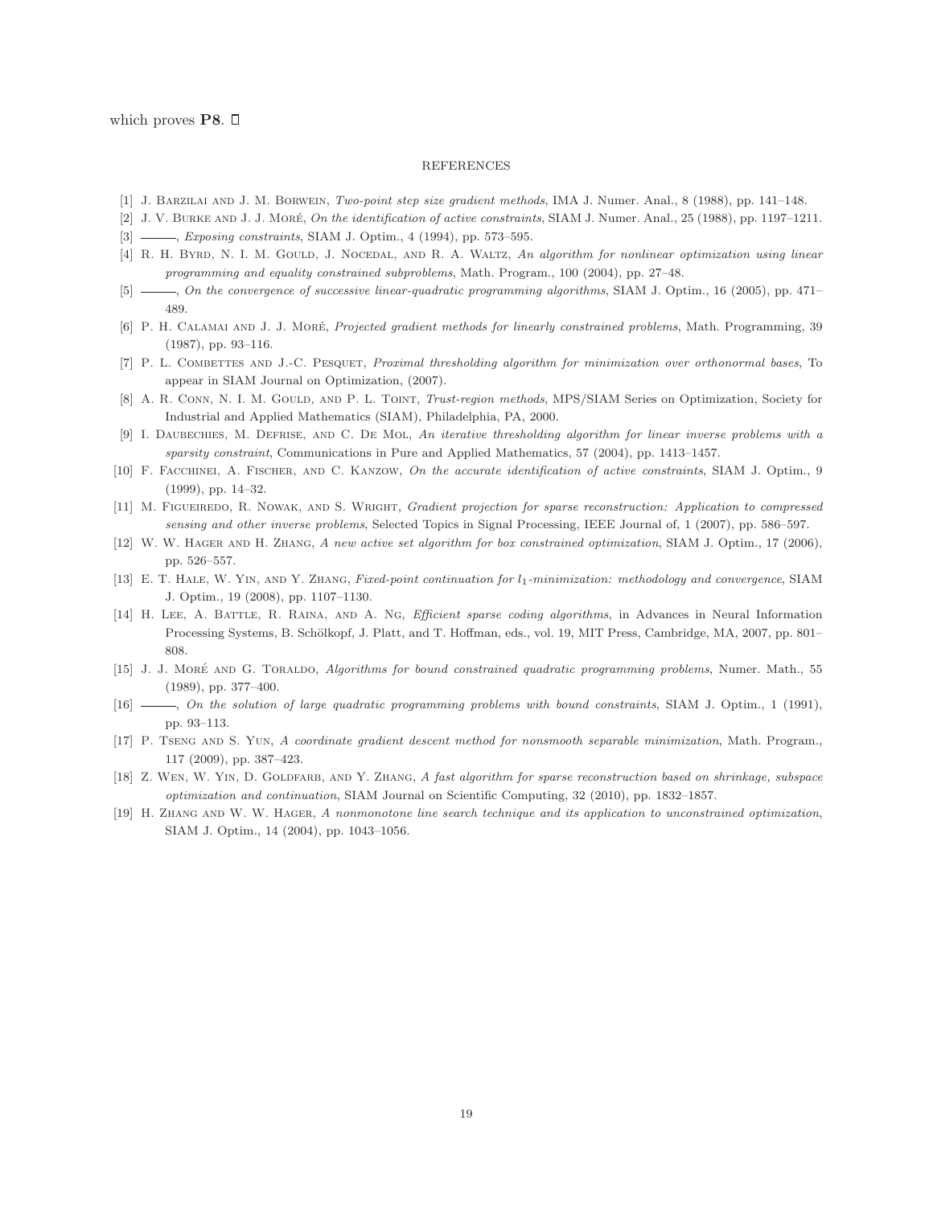which proves **P8**. ☐

## REFERENCES

[1] J. Barzilai and J. M. Borwein, *Two-point step size gradient methods*, IMA J. Numer. Anal., 8 (1988), pp. 141–148.

[2] J. V. Burke and J. J. Moré, *On the identification of active constraints*, SIAM J. Numer. Anal., 25 (1988), pp. 1197–1211.

[3] ———, *Exposing constraints*, SIAM J. Optim., 4 (1994), pp. 573–595.

[4] R. H. Byrd, N. I. M. Gould, J. Nocedal, and R. A. Waltz, *An algorithm for nonlinear optimization using linear programming and equality constrained subproblems*, Math. Program., 100 (2004), pp. 27–48.

[5] ———, *On the convergence of successive linear-quadratic programming algorithms*, SIAM J. Optim., 16 (2005), pp. 471–489.

[6] P. H. Calamai and J. J. Moré, *Projected gradient methods for linearly constrained problems*, Math. Programming, 39 (1987), pp. 93–116.

[7] P. L. Combettes and J.-C. Pesquet, *Proximal thresholding algorithm for minimization over orthonormal bases*, To appear in SIAM Journal on Optimization, (2007).

[8] A. R. Conn, N. I. M. Gould, and P. L. Toint, *Trust-region methods*, MPS/SIAM Series on Optimization, Society for Industrial and Applied Mathematics (SIAM), Philadelphia, PA, 2000.

[9] I. Daubechies, M. Defrise, and C. De Mol, *An iterative thresholding algorithm for linear inverse problems with a sparsity constraint*, Communications in Pure and Applied Mathematics, 57 (2004), pp. 1413–1457.

[10] F. Facchinei, A. Fischer, and C. Kanzow, *On the accurate identification of active constraints*, SIAM J. Optim., 9 (1999), pp. 14–32.

[11] M. Figueiredo, R. Nowak, and S. Wright, *Gradient projection for sparse reconstruction: Application to compressed sensing and other inverse problems*, Selected Topics in Signal Processing, IEEE Journal of, 1 (2007), pp. 586–597.

[12] W. W. Hager and H. Zhang, *A new active set algorithm for box constrained optimization*, SIAM J. Optim., 17 (2006), pp. 526–557.

[13] E. T. Hale, W. Yin, and Y. Zhang, *Fixed-point continuation for $l_1$-minimization: methodology and convergence*, SIAM J. Optim., 19 (2008), pp. 1107–1130.

[14] H. Lee, A. Battle, R. Raina, and A. Ng, *Efficient sparse coding algorithms*, in Advances in Neural Information Processing Systems, B. Schölkopf, J. Platt, and T. Hoffman, eds., vol. 19, MIT Press, Cambridge, MA, 2007, pp. 801–808.

[15] J. J. Moré and G. Toraldo, *Algorithms for bound constrained quadratic programming problems*, Numer. Math., 55 (1989), pp. 377–400.

[16] ———, *On the solution of large quadratic programming problems with bound constraints*, SIAM J. Optim., 1 (1991), pp. 93–113.

[17] P. Tseng and S. Yun, *A coordinate gradient descent method for nonsmooth separable minimization*, Math. Program., 117 (2009), pp. 387–423.

[18] Z. Wen, W. Yin, D. Goldfarb, and Y. Zhang, *A fast algorithm for sparse reconstruction based on shrinkage, subspace optimization and continuation*, SIAM Journal on Scientific Computing, 32 (2010), pp. 1832–1857.

[19] H. Zhang and W. W. Hager, *A nonmonotone line search technique and its application to unconstrained optimization*, SIAM J. Optim., 14 (2004), pp. 1043–1056.